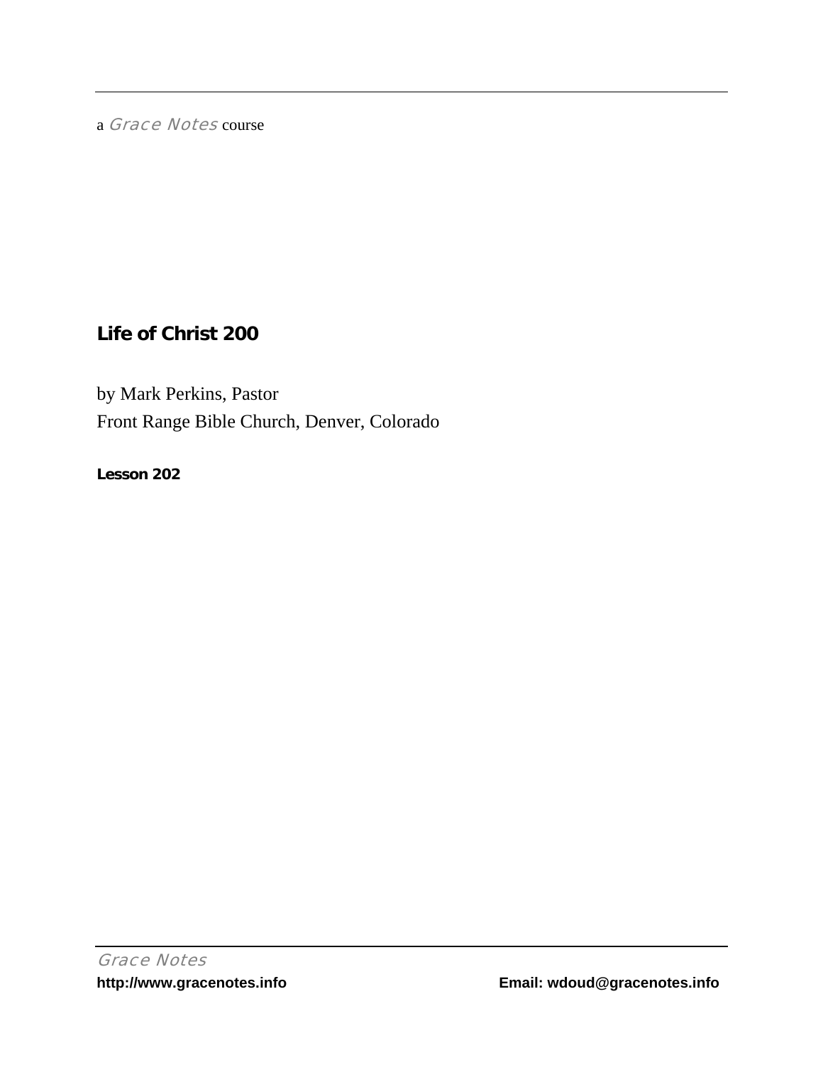a *Grace Notes* course

# Life of Christ 200

by Mark Perkins, Pastor
Front Range Bible Church, Denver, Colorado

**Lesson 202**

*Grace Notes*
**http://www.gracenotes.info** **Email: wdoud@gracenotes.info**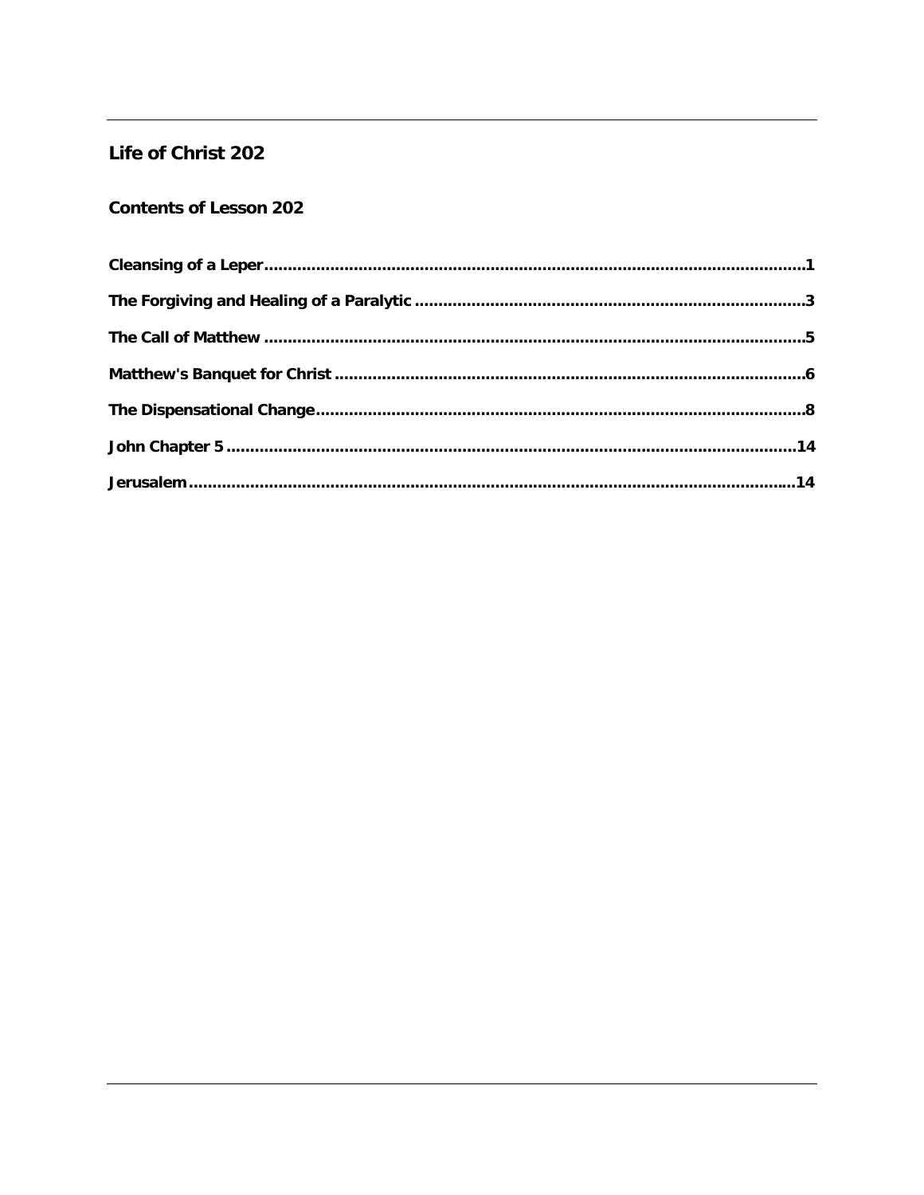## Life of Christ 202

### Contents of Lesson 202

**Cleansing of a Leper.................................................................................................................1**

**The Forgiving and Healing of a Paralytic .................................................................................3**

**The Call of Matthew .................................................................................................................5**

**Matthew's Banquet for Christ ...................................................................................................6**

**The Dispensational Change.......................................................................................................8**

**John Chapter 5 .......................................................................................................................14**

**Jerusalem...............................................................................................................................14**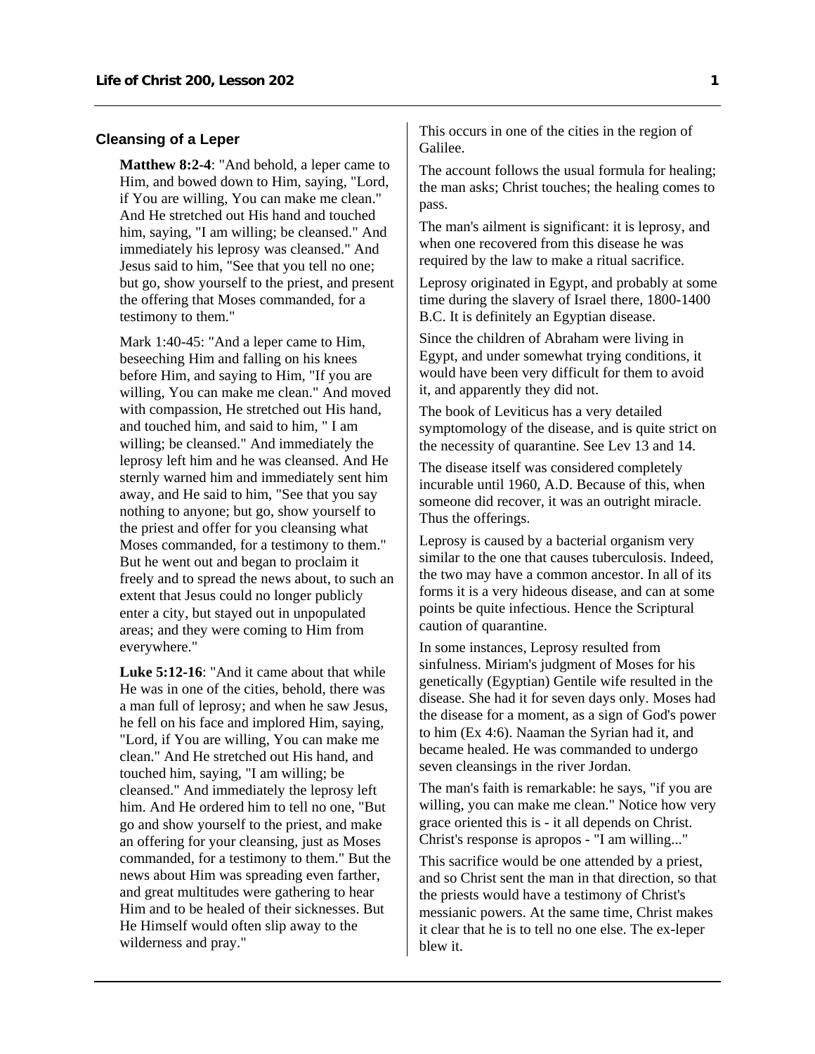### Cleansing of a Leper

**Matthew 8:2-4**: "And behold, a leper came to Him, and bowed down to Him, saying, "Lord, if You are willing, You can make me clean." And He stretched out His hand and touched him, saying, "I am willing; be cleansed." And immediately his leprosy was cleansed." And Jesus said to him, "See that you tell no one; but go, show yourself to the priest, and present the offering that Moses commanded, for a testimony to them."

Mark 1:40-45: "And a leper came to Him, beseeching Him and falling on his knees before Him, and saying to Him, "If you are willing, You can make me clean." And moved with compassion, He stretched out His hand, and touched him, and said to him, " I am willing; be cleansed." And immediately the leprosy left him and he was cleansed. And He sternly warned him and immediately sent him away, and He said to him, "See that you say nothing to anyone; but go, show yourself to the priest and offer for you cleansing what Moses commanded, for a testimony to them." But he went out and began to proclaim it freely and to spread the news about, to such an extent that Jesus could no longer publicly enter a city, but stayed out in unpopulated areas; and they were coming to Him from everywhere."

**Luke 5:12-16**: "And it came about that while He was in one of the cities, behold, there was a man full of leprosy; and when he saw Jesus, he fell on his face and implored Him, saying, "Lord, if You are willing, You can make me clean." And He stretched out His hand, and touched him, saying, "I am willing; be cleansed." And immediately the leprosy left him. And He ordered him to tell no one, "But go and show yourself to the priest, and make an offering for your cleansing, just as Moses commanded, for a testimony to them." But the news about Him was spreading even farther, and great multitudes were gathering to hear Him and to be healed of their sicknesses. But He Himself would often slip away to the wilderness and pray."

This occurs in one of the cities in the region of Galilee.

The account follows the usual formula for healing; the man asks; Christ touches; the healing comes to pass.

The man's ailment is significant: it is leprosy, and when one recovered from this disease he was required by the law to make a ritual sacrifice.

Leprosy originated in Egypt, and probably at some time during the slavery of Israel there, 1800-1400 B.C. It is definitely an Egyptian disease.

Since the children of Abraham were living in Egypt, and under somewhat trying conditions, it would have been very difficult for them to avoid it, and apparently they did not.

The book of Leviticus has a very detailed symptomology of the disease, and is quite strict on the necessity of quarantine. See Lev 13 and 14.

The disease itself was considered completely incurable until 1960, A.D. Because of this, when someone did recover, it was an outright miracle. Thus the offerings.

Leprosy is caused by a bacterial organism very similar to the one that causes tuberculosis. Indeed, the two may have a common ancestor. In all of its forms it is a very hideous disease, and can at some points be quite infectious. Hence the Scriptural caution of quarantine.

In some instances, Leprosy resulted from sinfulness. Miriam's judgment of Moses for his genetically (Egyptian) Gentile wife resulted in the disease. She had it for seven days only. Moses had the disease for a moment, as a sign of God's power to him (Ex 4:6). Naaman the Syrian had it, and became healed. He was commanded to undergo seven cleansings in the river Jordan.

The man's faith is remarkable: he says, "if you are willing, you can make me clean." Notice how very grace oriented this is - it all depends on Christ. Christ's response is apropos - "I am willing..."

This sacrifice would be one attended by a priest, and so Christ sent the man in that direction, so that the priests would have a testimony of Christ's messianic powers. At the same time, Christ makes it clear that he is to tell no one else. The ex-leper blew it.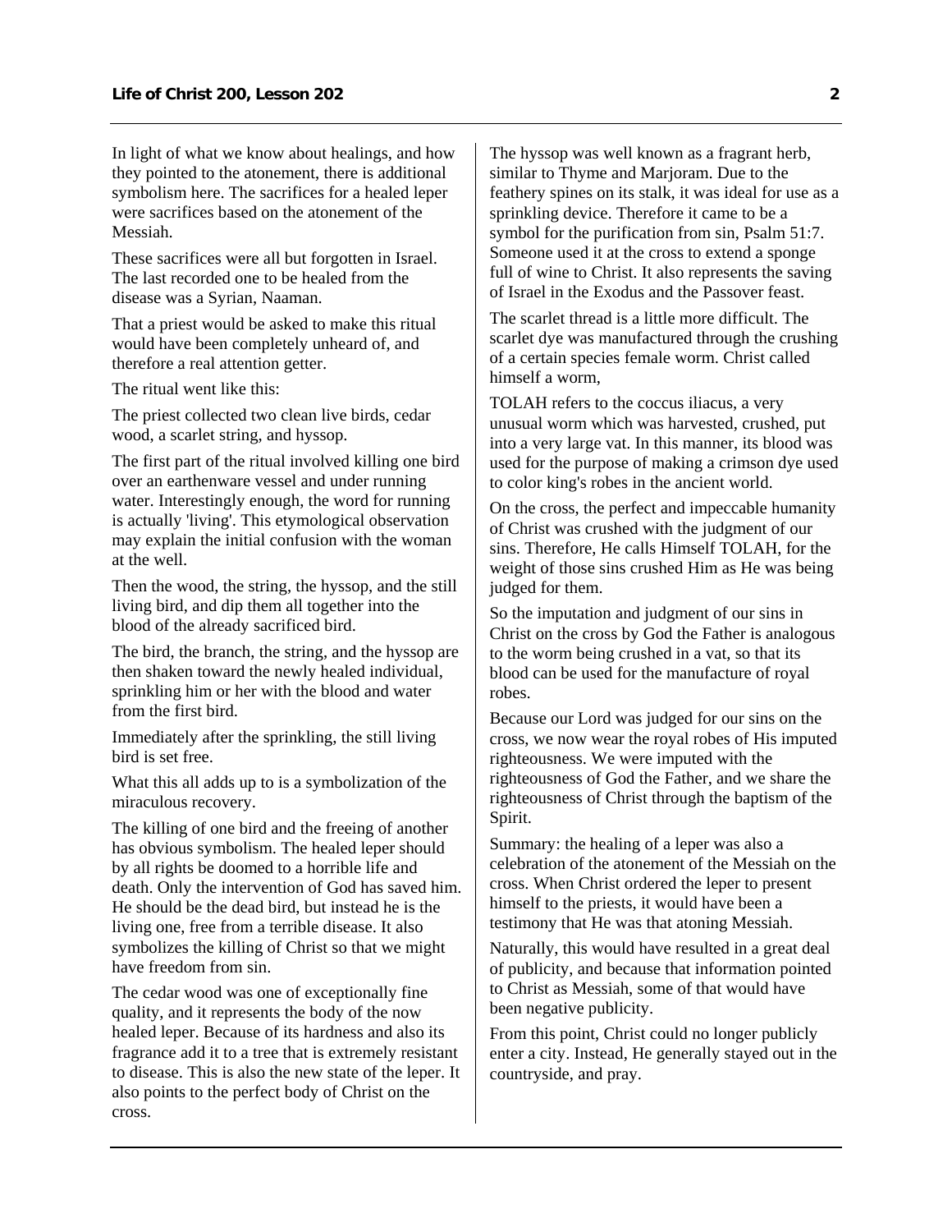In light of what we know about healings, and how they pointed to the atonement, there is additional symbolism here. The sacrifices for a healed leper were sacrifices based on the atonement of the Messiah.

These sacrifices were all but forgotten in Israel. The last recorded one to be healed from the disease was a Syrian, Naaman.

That a priest would be asked to make this ritual would have been completely unheard of, and therefore a real attention getter.

The ritual went like this:

The priest collected two clean live birds, cedar wood, a scarlet string, and hyssop.

The first part of the ritual involved killing one bird over an earthenware vessel and under running water. Interestingly enough, the word for running is actually 'living'. This etymological observation may explain the initial confusion with the woman at the well.

Then the wood, the string, the hyssop, and the still living bird, and dip them all together into the blood of the already sacrificed bird.

The bird, the branch, the string, and the hyssop are then shaken toward the newly healed individual, sprinkling him or her with the blood and water from the first bird.

Immediately after the sprinkling, the still living bird is set free.

What this all adds up to is a symbolization of the miraculous recovery.

The killing of one bird and the freeing of another has obvious symbolism. The healed leper should by all rights be doomed to a horrible life and death. Only the intervention of God has saved him. He should be the dead bird, but instead he is the living one, free from a terrible disease. It also symbolizes the killing of Christ so that we might have freedom from sin.

The cedar wood was one of exceptionally fine quality, and it represents the body of the now healed leper. Because of its hardness and also its fragrance add it to a tree that is extremely resistant to disease. This is also the new state of the leper. It also points to the perfect body of Christ on the cross.

The hyssop was well known as a fragrant herb, similar to Thyme and Marjoram. Due to the feathery spines on its stalk, it was ideal for use as a sprinkling device. Therefore it came to be a symbol for the purification from sin, Psalm 51:7. Someone used it at the cross to extend a sponge full of wine to Christ. It also represents the saving of Israel in the Exodus and the Passover feast.

The scarlet thread is a little more difficult. The scarlet dye was manufactured through the crushing of a certain species female worm. Christ called himself a worm,

TOLAH refers to the coccus iliacus, a very unusual worm which was harvested, crushed, put into a very large vat. In this manner, its blood was used for the purpose of making a crimson dye used to color king's robes in the ancient world.

On the cross, the perfect and impeccable humanity of Christ was crushed with the judgment of our sins. Therefore, He calls Himself TOLAH, for the weight of those sins crushed Him as He was being judged for them.

So the imputation and judgment of our sins in Christ on the cross by God the Father is analogous to the worm being crushed in a vat, so that its blood can be used for the manufacture of royal robes.

Because our Lord was judged for our sins on the cross, we now wear the royal robes of His imputed righteousness. We were imputed with the righteousness of God the Father, and we share the righteousness of Christ through the baptism of the Spirit.

Summary: the healing of a leper was also a celebration of the atonement of the Messiah on the cross. When Christ ordered the leper to present himself to the priests, it would have been a testimony that He was that atoning Messiah.

Naturally, this would have resulted in a great deal of publicity, and because that information pointed to Christ as Messiah, some of that would have been negative publicity.

From this point, Christ could no longer publicly enter a city. Instead, He generally stayed out in the countryside, and pray.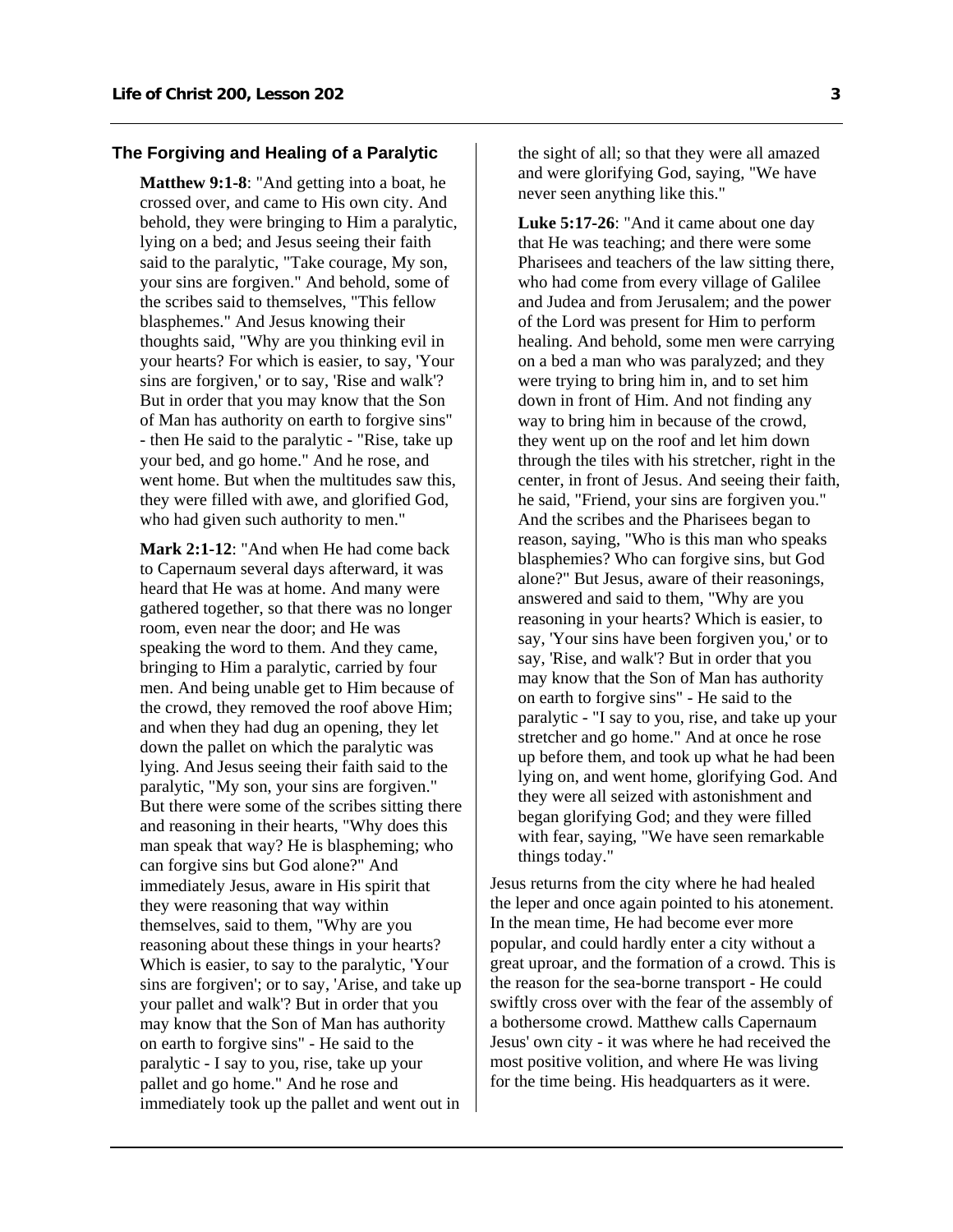### The Forgiving and Healing of a Paralytic

**Matthew 9:1-8**: "And getting into a boat, he crossed over, and came to His own city. And behold, they were bringing to Him a paralytic, lying on a bed; and Jesus seeing their faith said to the paralytic, "Take courage, My son, your sins are forgiven." And behold, some of the scribes said to themselves, "This fellow blasphemes." And Jesus knowing their thoughts said, "Why are you thinking evil in your hearts? For which is easier, to say, 'Your sins are forgiven,' or to say, 'Rise and walk'? But in order that you may know that the Son of Man has authority on earth to forgive sins" - then He said to the paralytic - "Rise, take up your bed, and go home." And he rose, and went home. But when the multitudes saw this, they were filled with awe, and glorified God, who had given such authority to men."

**Mark 2:1-12**: "And when He had come back to Capernaum several days afterward, it was heard that He was at home. And many were gathered together, so that there was no longer room, even near the door; and He was speaking the word to them. And they came, bringing to Him a paralytic, carried by four men. And being unable get to Him because of the crowd, they removed the roof above Him; and when they had dug an opening, they let down the pallet on which the paralytic was lying. And Jesus seeing their faith said to the paralytic, "My son, your sins are forgiven." But there were some of the scribes sitting there and reasoning in their hearts, "Why does this man speak that way? He is blaspheming; who can forgive sins but God alone?" And immediately Jesus, aware in His spirit that they were reasoning that way within themselves, said to them, "Why are you reasoning about these things in your hearts? Which is easier, to say to the paralytic, 'Your sins are forgiven'; or to say, 'Arise, and take up your pallet and walk'? But in order that you may know that the Son of Man has authority on earth to forgive sins" - He said to the paralytic - I say to you, rise, take up your pallet and go home." And he rose and immediately took up the pallet and went out in the sight of all; so that they were all amazed and were glorifying God, saying, "We have never seen anything like this."

**Luke 5:17-26**: "And it came about one day that He was teaching; and there were some Pharisees and teachers of the law sitting there, who had come from every village of Galilee and Judea and from Jerusalem; and the power of the Lord was present for Him to perform healing. And behold, some men were carrying on a bed a man who was paralyzed; and they were trying to bring him in, and to set him down in front of Him. And not finding any way to bring him in because of the crowd, they went up on the roof and let him down through the tiles with his stretcher, right in the center, in front of Jesus. And seeing their faith, he said, "Friend, your sins are forgiven you." And the scribes and the Pharisees began to reason, saying, "Who is this man who speaks blasphemies? Who can forgive sins, but God alone?" But Jesus, aware of their reasonings, answered and said to them, "Why are you reasoning in your hearts? Which is easier, to say, 'Your sins have been forgiven you,' or to say, 'Rise, and walk'? But in order that you may know that the Son of Man has authority on earth to forgive sins" - He said to the paralytic - "I say to you, rise, and take up your stretcher and go home." And at once he rose up before them, and took up what he had been lying on, and went home, glorifying God. And they were all seized with astonishment and began glorifying God; and they were filled with fear, saying, "We have seen remarkable things today."

Jesus returns from the city where he had healed the leper and once again pointed to his atonement. In the mean time, He had become ever more popular, and could hardly enter a city without a great uproar, and the formation of a crowd. This is the reason for the sea-borne transport - He could swiftly cross over with the fear of the assembly of a bothersome crowd. Matthew calls Capernaum Jesus' own city - it was where he had received the most positive volition, and where He was living for the time being. His headquarters as it were.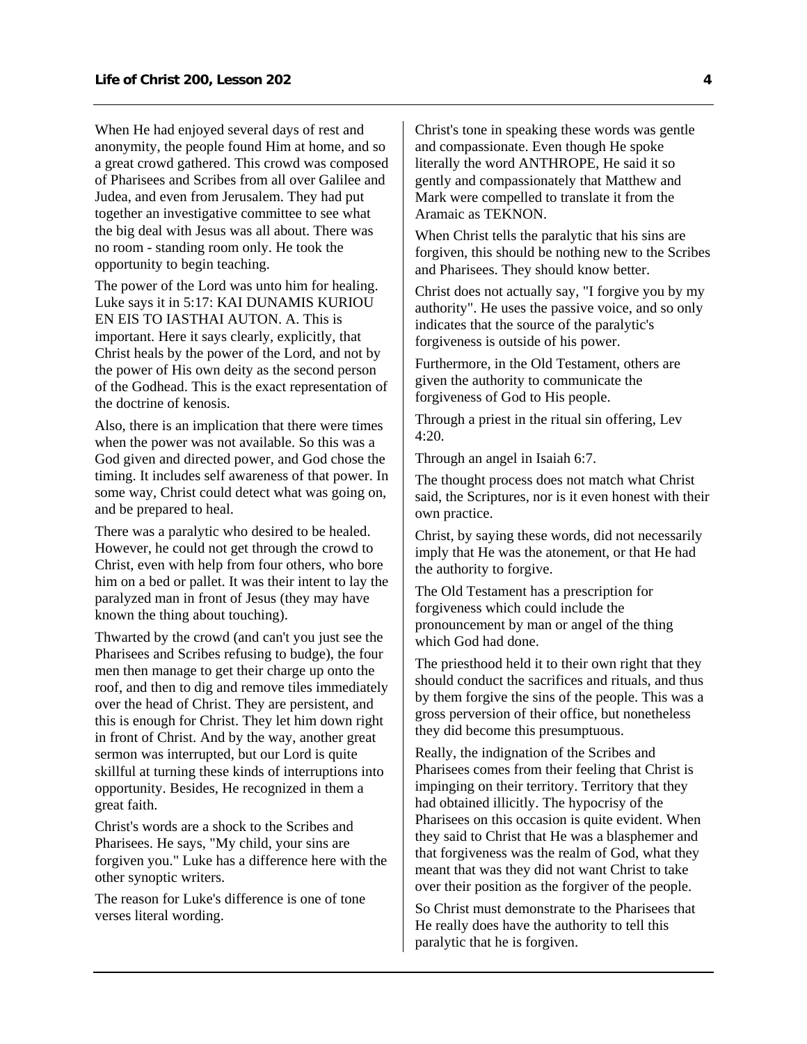When He had enjoyed several days of rest and anonymity, the people found Him at home, and so a great crowd gathered. This crowd was composed of Pharisees and Scribes from all over Galilee and Judea, and even from Jerusalem. They had put together an investigative committee to see what the big deal with Jesus was all about. There was no room - standing room only. He took the opportunity to begin teaching.

The power of the Lord was unto him for healing. Luke says it in 5:17: KAI DUNAMIS KURIOU EN EIS TO IASTHAI AUTON. A. This is important. Here it says clearly, explicitly, that Christ heals by the power of the Lord, and not by the power of His own deity as the second person of the Godhead. This is the exact representation of the doctrine of kenosis.

Also, there is an implication that there were times when the power was not available. So this was a God given and directed power, and God chose the timing. It includes self awareness of that power. In some way, Christ could detect what was going on, and be prepared to heal.

There was a paralytic who desired to be healed. However, he could not get through the crowd to Christ, even with help from four others, who bore him on a bed or pallet. It was their intent to lay the paralyzed man in front of Jesus (they may have known the thing about touching).

Thwarted by the crowd (and can't you just see the Pharisees and Scribes refusing to budge), the four men then manage to get their charge up onto the roof, and then to dig and remove tiles immediately over the head of Christ. They are persistent, and this is enough for Christ. They let him down right in front of Christ. And by the way, another great sermon was interrupted, but our Lord is quite skillful at turning these kinds of interruptions into opportunity. Besides, He recognized in them a great faith.

Christ's words are a shock to the Scribes and Pharisees. He says, "My child, your sins are forgiven you." Luke has a difference here with the other synoptic writers.

The reason for Luke's difference is one of tone verses literal wording.

Christ's tone in speaking these words was gentle and compassionate. Even though He spoke literally the word ANTHROPE, He said it so gently and compassionately that Matthew and Mark were compelled to translate it from the Aramaic as TEKNON.

When Christ tells the paralytic that his sins are forgiven, this should be nothing new to the Scribes and Pharisees. They should know better.

Christ does not actually say, "I forgive you by my authority". He uses the passive voice, and so only indicates that the source of the paralytic's forgiveness is outside of his power.

Furthermore, in the Old Testament, others are given the authority to communicate the forgiveness of God to His people.

Through a priest in the ritual sin offering, Lev 4:20.

Through an angel in Isaiah 6:7.

The thought process does not match what Christ said, the Scriptures, nor is it even honest with their own practice.

Christ, by saying these words, did not necessarily imply that He was the atonement, or that He had the authority to forgive.

The Old Testament has a prescription for forgiveness which could include the pronouncement by man or angel of the thing which God had done.

The priesthood held it to their own right that they should conduct the sacrifices and rituals, and thus by them forgive the sins of the people. This was a gross perversion of their office, but nonetheless they did become this presumptuous.

Really, the indignation of the Scribes and Pharisees comes from their feeling that Christ is impinging on their territory. Territory that they had obtained illicitly. The hypocrisy of the Pharisees on this occasion is quite evident. When they said to Christ that He was a blasphemer and that forgiveness was the realm of God, what they meant that was they did not want Christ to take over their position as the forgiver of the people.

So Christ must demonstrate to the Pharisees that He really does have the authority to tell this paralytic that he is forgiven.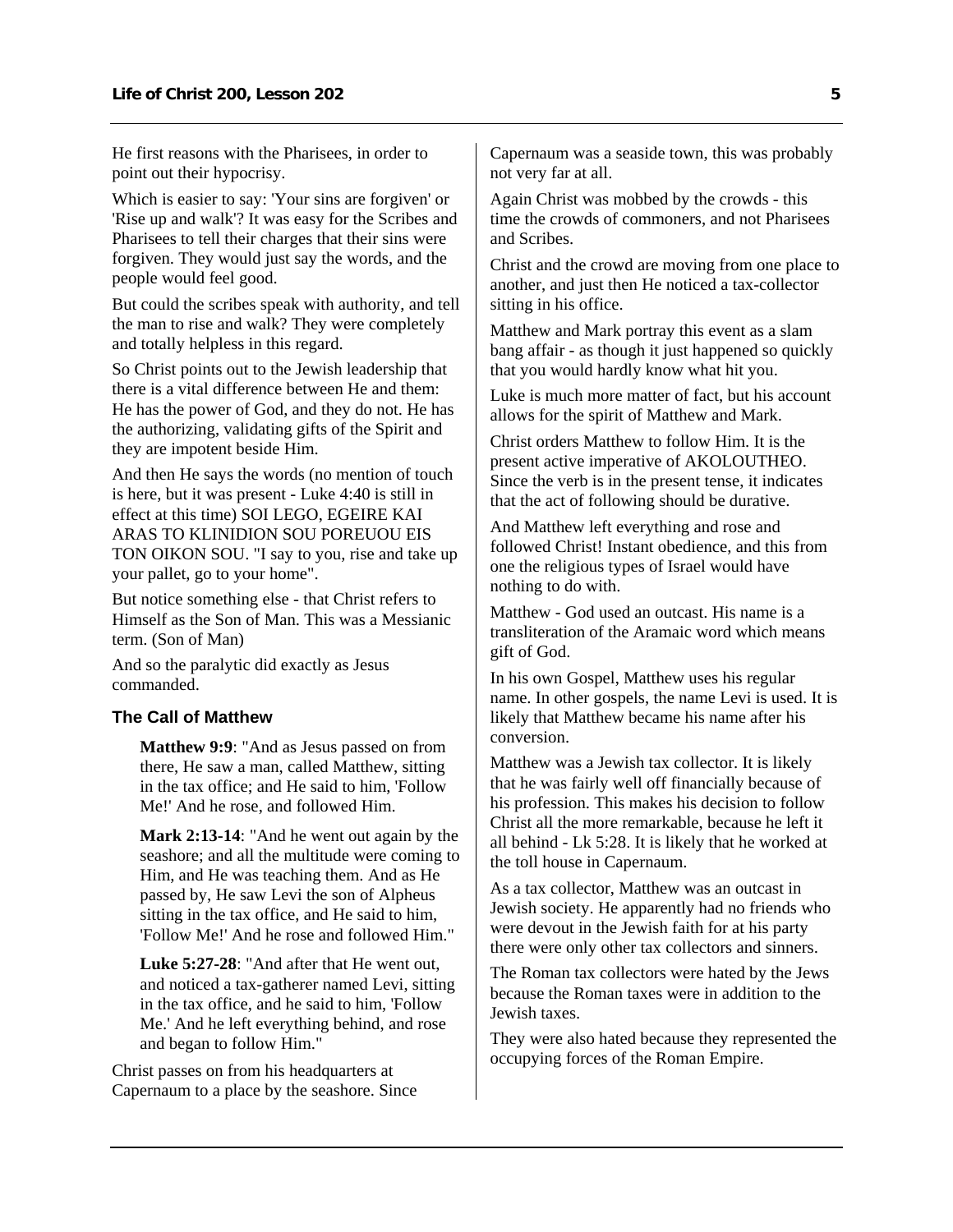He first reasons with the Pharisees, in order to point out their hypocrisy.

Which is easier to say: 'Your sins are forgiven' or 'Rise up and walk'? It was easy for the Scribes and Pharisees to tell their charges that their sins were forgiven. They would just say the words, and the people would feel good.

But could the scribes speak with authority, and tell the man to rise and walk? They were completely and totally helpless in this regard.

So Christ points out to the Jewish leadership that there is a vital difference between He and them: He has the power of God, and they do not. He has the authorizing, validating gifts of the Spirit and they are impotent beside Him.

And then He says the words (no mention of touch is here, but it was present - Luke 4:40 is still in effect at this time) SOI LEGO, EGEIRE KAI ARAS TO KLINIDION SOU POREUOU EIS TON OIKON SOU. "I say to you, rise and take up your pallet, go to your home".

But notice something else - that Christ refers to Himself as the Son of Man. This was a Messianic term. (Son of Man)

And so the paralytic did exactly as Jesus commanded.

### The Call of Matthew

> **Matthew 9:9**: "And as Jesus passed on from there, He saw a man, called Matthew, sitting in the tax office; and He said to him, 'Follow Me!' And he rose, and followed Him.
>
> **Mark 2:13-14**: "And he went out again by the seashore; and all the multitude were coming to Him, and He was teaching them. And as He passed by, He saw Levi the son of Alpheus sitting in the tax office, and He said to him, 'Follow Me!' And he rose and followed Him."
>
> **Luke 5:27-28**: "And after that He went out, and noticed a tax-gatherer named Levi, sitting in the tax office, and he said to him, 'Follow Me.' And he left everything behind, and rose and began to follow Him."

Christ passes on from his headquarters at Capernaum to a place by the seashore. Since Capernaum was a seaside town, this was probably not very far at all.

Again Christ was mobbed by the crowds - this time the crowds of commoners, and not Pharisees and Scribes.

Christ and the crowd are moving from one place to another, and just then He noticed a tax-collector sitting in his office.

Matthew and Mark portray this event as a slam bang affair - as though it just happened so quickly that you would hardly know what hit you.

Luke is much more matter of fact, but his account allows for the spirit of Matthew and Mark.

Christ orders Matthew to follow Him. It is the present active imperative of AKOLOUTHEO. Since the verb is in the present tense, it indicates that the act of following should be durative.

And Matthew left everything and rose and followed Christ! Instant obedience, and this from one the religious types of Israel would have nothing to do with.

Matthew - God used an outcast. His name is a transliteration of the Aramaic word which means gift of God.

In his own Gospel, Matthew uses his regular name. In other gospels, the name Levi is used. It is likely that Matthew became his name after his conversion.

Matthew was a Jewish tax collector. It is likely that he was fairly well off financially because of his profession. This makes his decision to follow Christ all the more remarkable, because he left it all behind - Lk 5:28. It is likely that he worked at the toll house in Capernaum.

As a tax collector, Matthew was an outcast in Jewish society. He apparently had no friends who were devout in the Jewish faith for at his party there were only other tax collectors and sinners.

The Roman tax collectors were hated by the Jews because the Roman taxes were in addition to the Jewish taxes.

They were also hated because they represented the occupying forces of the Roman Empire.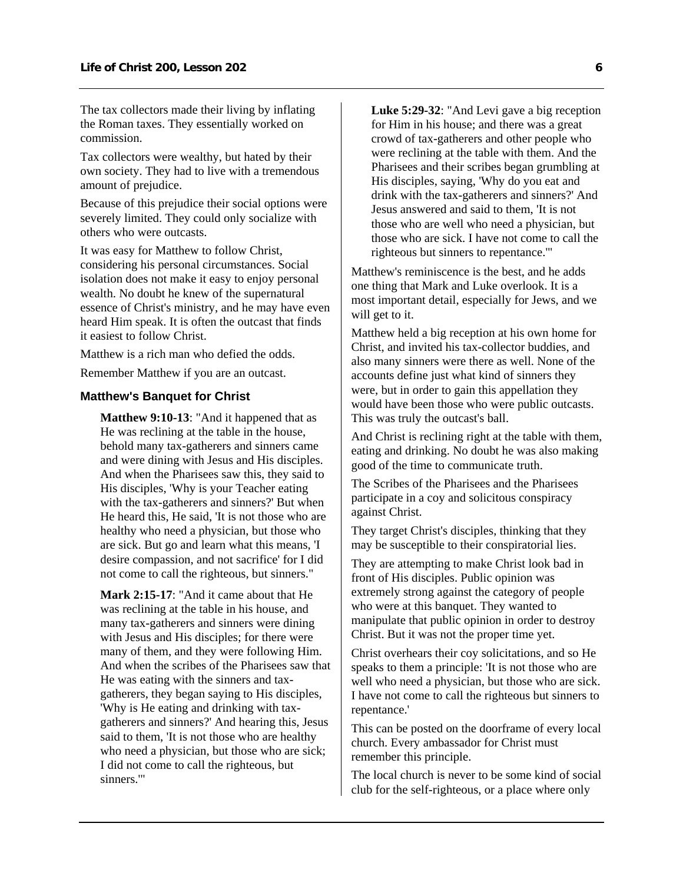The tax collectors made their living by inflating the Roman taxes. They essentially worked on commission.

Tax collectors were wealthy, but hated by their own society. They had to live with a tremendous amount of prejudice.

Because of this prejudice their social options were severely limited. They could only socialize with others who were outcasts.

It was easy for Matthew to follow Christ, considering his personal circumstances. Social isolation does not make it easy to enjoy personal wealth. No doubt he knew of the supernatural essence of Christ's ministry, and he may have even heard Him speak. It is often the outcast that finds it easiest to follow Christ.

Matthew is a rich man who defied the odds.

Remember Matthew if you are an outcast.

### Matthew's Banquet for Christ

> **Matthew 9:10-13**: "And it happened that as He was reclining at the table in the house, behold many tax-gatherers and sinners came and were dining with Jesus and His disciples. And when the Pharisees saw this, they said to His disciples, 'Why is your Teacher eating with the tax-gatherers and sinners?' But when He heard this, He said, 'It is not those who are healthy who need a physician, but those who are sick. But go and learn what this means, 'I desire compassion, and not sacrifice' for I did not come to call the righteous, but sinners."

> **Mark 2:15-17**: "And it came about that He was reclining at the table in his house, and many tax-gatherers and sinners were dining with Jesus and His disciples; for there were many of them, and they were following Him. And when the scribes of the Pharisees saw that He was eating with the sinners and tax-gatherers, they began saying to His disciples, 'Why is He eating and drinking with tax-gatherers and sinners?' And hearing this, Jesus said to them, 'It is not those who are healthy who need a physician, but those who are sick; I did not come to call the righteous, but sinners.'"

> **Luke 5:29-32**: "And Levi gave a big reception for Him in his house; and there was a great crowd of tax-gatherers and other people who were reclining at the table with them. And the Pharisees and their scribes began grumbling at His disciples, saying, 'Why do you eat and drink with the tax-gatherers and sinners?' And Jesus answered and said to them, 'It is not those who are well who need a physician, but those who are sick. I have not come to call the righteous but sinners to repentance.'"

Matthew's reminiscence is the best, and he adds one thing that Mark and Luke overlook. It is a most important detail, especially for Jews, and we will get to it.

Matthew held a big reception at his own home for Christ, and invited his tax-collector buddies, and also many sinners were there as well. None of the accounts define just what kind of sinners they were, but in order to gain this appellation they would have been those who were public outcasts. This was truly the outcast's ball.

And Christ is reclining right at the table with them, eating and drinking. No doubt he was also making good of the time to communicate truth.

The Scribes of the Pharisees and the Pharisees participate in a coy and solicitous conspiracy against Christ.

They target Christ's disciples, thinking that they may be susceptible to their conspiratorial lies.

They are attempting to make Christ look bad in front of His disciples. Public opinion was extremely strong against the category of people who were at this banquet. They wanted to manipulate that public opinion in order to destroy Christ. But it was not the proper time yet.

Christ overhears their coy solicitations, and so He speaks to them a principle: 'It is not those who are well who need a physician, but those who are sick. I have not come to call the righteous but sinners to repentance.'

This can be posted on the doorframe of every local church. Every ambassador for Christ must remember this principle.

The local church is never to be some kind of social club for the self-righteous, or a place where only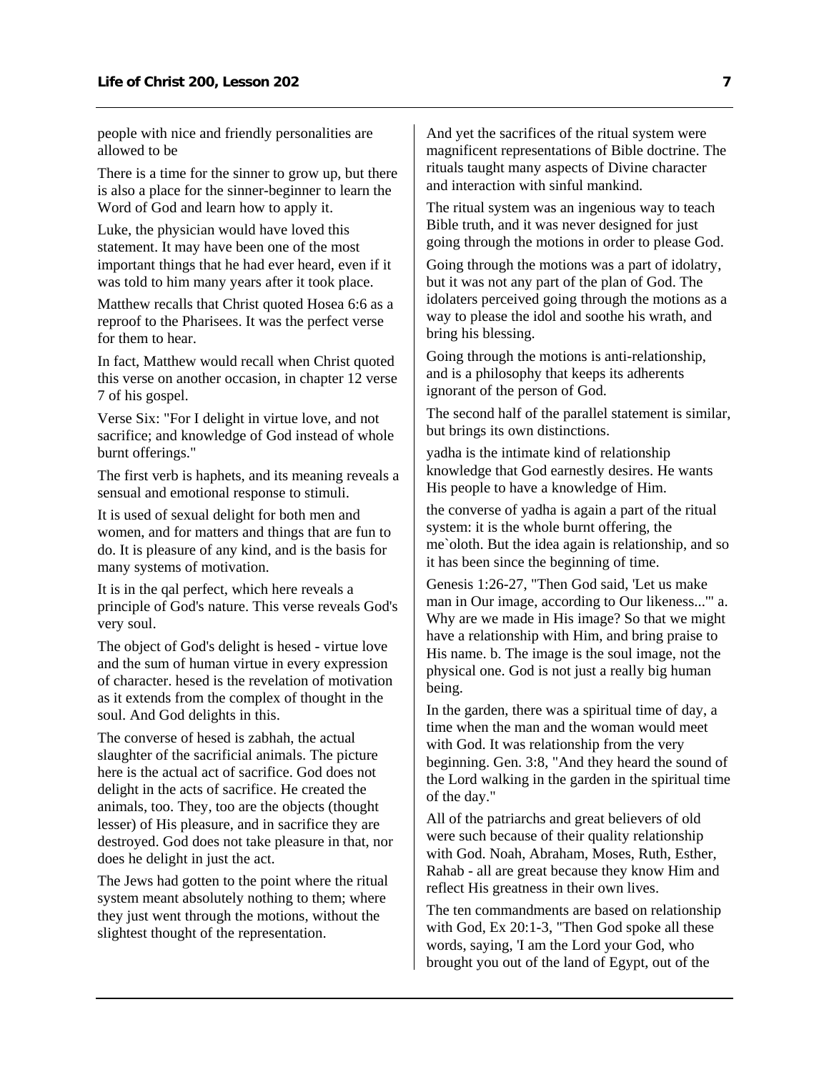people with nice and friendly personalities are allowed to be

There is a time for the sinner to grow up, but there is also a place for the sinner-beginner to learn the Word of God and learn how to apply it.

Luke, the physician would have loved this statement. It may have been one of the most important things that he had ever heard, even if it was told to him many years after it took place.

Matthew recalls that Christ quoted Hosea 6:6 as a reproof to the Pharisees. It was the perfect verse for them to hear.

In fact, Matthew would recall when Christ quoted this verse on another occasion, in chapter 12 verse 7 of his gospel.

Verse Six: "For I delight in virtue love, and not sacrifice; and knowledge of God instead of whole burnt offerings."

The first verb is haphets, and its meaning reveals a sensual and emotional response to stimuli.

It is used of sexual delight for both men and women, and for matters and things that are fun to do. It is pleasure of any kind, and is the basis for many systems of motivation.

It is in the qal perfect, which here reveals a principle of God's nature. This verse reveals God's very soul.

The object of God's delight is hesed - virtue love and the sum of human virtue in every expression of character. hesed is the revelation of motivation as it extends from the complex of thought in the soul. And God delights in this.

The converse of hesed is zabhah, the actual slaughter of the sacrificial animals. The picture here is the actual act of sacrifice. God does not delight in the acts of sacrifice. He created the animals, too. They, too are the objects (thought lesser) of His pleasure, and in sacrifice they are destroyed. God does not take pleasure in that, nor does he delight in just the act.

The Jews had gotten to the point where the ritual system meant absolutely nothing to them; where they just went through the motions, without the slightest thought of the representation.

And yet the sacrifices of the ritual system were magnificent representations of Bible doctrine. The rituals taught many aspects of Divine character and interaction with sinful mankind.

The ritual system was an ingenious way to teach Bible truth, and it was never designed for just going through the motions in order to please God.

Going through the motions was a part of idolatry, but it was not any part of the plan of God. The idolaters perceived going through the motions as a way to please the idol and soothe his wrath, and bring his blessing.

Going through the motions is anti-relationship, and is a philosophy that keeps its adherents ignorant of the person of God.

The second half of the parallel statement is similar, but brings its own distinctions.

yadha is the intimate kind of relationship knowledge that God earnestly desires. He wants His people to have a knowledge of Him.

the converse of yadha is again a part of the ritual system: it is the whole burnt offering, the me`oloth. But the idea again is relationship, and so it has been since the beginning of time.

Genesis 1:26-27, "Then God said, 'Let us make man in Our image, according to Our likeness...'" a. Why are we made in His image? So that we might have a relationship with Him, and bring praise to His name. b. The image is the soul image, not the physical one. God is not just a really big human being.

In the garden, there was a spiritual time of day, a time when the man and the woman would meet with God. It was relationship from the very beginning. Gen. 3:8, "And they heard the sound of the Lord walking in the garden in the spiritual time of the day."

All of the patriarchs and great believers of old were such because of their quality relationship with God. Noah, Abraham, Moses, Ruth, Esther, Rahab - all are great because they know Him and reflect His greatness in their own lives.

The ten commandments are based on relationship with God, Ex 20:1-3, "Then God spoke all these words, saying, 'I am the Lord your God, who brought you out of the land of Egypt, out of the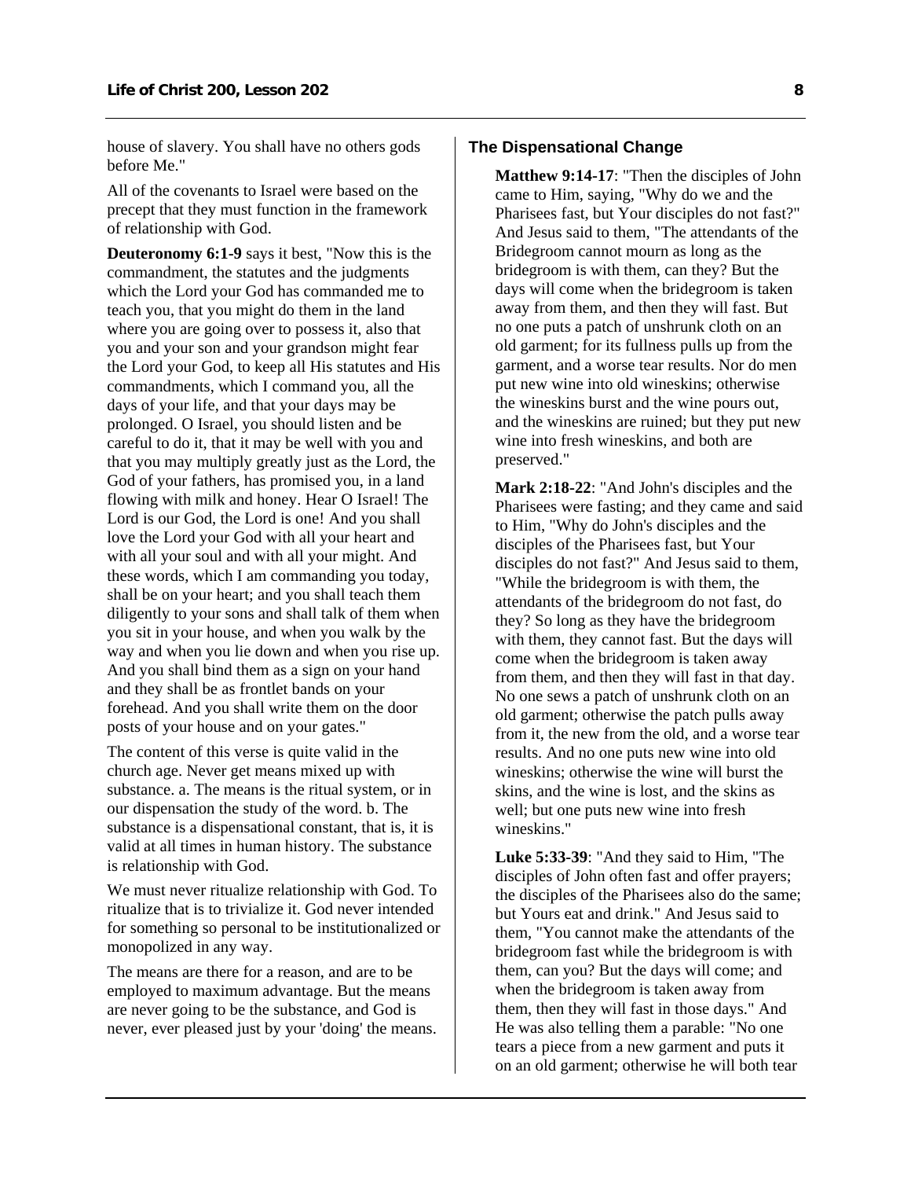house of slavery. You shall have no others gods before Me."

All of the covenants to Israel were based on the precept that they must function in the framework of relationship with God.

**Deuteronomy 6:1-9** says it best, "Now this is the commandment, the statutes and the judgments which the Lord your God has commanded me to teach you, that you might do them in the land where you are going over to possess it, also that you and your son and your grandson might fear the Lord your God, to keep all His statutes and His commandments, which I command you, all the days of your life, and that your days may be prolonged. O Israel, you should listen and be careful to do it, that it may be well with you and that you may multiply greatly just as the Lord, the God of your fathers, has promised you, in a land flowing with milk and honey. Hear O Israel! The Lord is our God, the Lord is one! And you shall love the Lord your God with all your heart and with all your soul and with all your might. And these words, which I am commanding you today, shall be on your heart; and you shall teach them diligently to your sons and shall talk of them when you sit in your house, and when you walk by the way and when you lie down and when you rise up. And you shall bind them as a sign on your hand and they shall be as frontlet bands on your forehead. And you shall write them on the door posts of your house and on your gates."

The content of this verse is quite valid in the church age. Never get means mixed up with substance. a. The means is the ritual system, or in our dispensation the study of the word. b. The substance is a dispensational constant, that is, it is valid at all times in human history. The substance is relationship with God.

We must never ritualize relationship with God. To ritualize that is to trivialize it. God never intended for something so personal to be institutionalized or monopolized in any way.

The means are there for a reason, and are to be employed to maximum advantage. But the means are never going to be the substance, and God is never, ever pleased just by your 'doing' the means.

### The Dispensational Change

**Matthew 9:14-17**: "Then the disciples of John came to Him, saying, "Why do we and the Pharisees fast, but Your disciples do not fast?" And Jesus said to them, "The attendants of the Bridegroom cannot mourn as long as the bridegroom is with them, can they? But the days will come when the bridegroom is taken away from them, and then they will fast. But no one puts a patch of unshrunk cloth on an old garment; for its fullness pulls up from the garment, and a worse tear results. Nor do men put new wine into old wineskins; otherwise the wineskins burst and the wine pours out, and the wineskins are ruined; but they put new wine into fresh wineskins, and both are preserved."

**Mark 2:18-22**: "And John's disciples and the Pharisees were fasting; and they came and said to Him, "Why do John's disciples and the disciples of the Pharisees fast, but Your disciples do not fast?" And Jesus said to them, "While the bridegroom is with them, the attendants of the bridegroom do not fast, do they? So long as they have the bridegroom with them, they cannot fast. But the days will come when the bridegroom is taken away from them, and then they will fast in that day. No one sews a patch of unshrunk cloth on an old garment; otherwise the patch pulls away from it, the new from the old, and a worse tear results. And no one puts new wine into old wineskins; otherwise the wine will burst the skins, and the wine is lost, and the skins as well; but one puts new wine into fresh wineskins."

**Luke 5:33-39**: "And they said to Him, "The disciples of John often fast and offer prayers; the disciples of the Pharisees also do the same; but Yours eat and drink." And Jesus said to them, "You cannot make the attendants of the bridegroom fast while the bridegroom is with them, can you? But the days will come; and when the bridegroom is taken away from them, then they will fast in those days." And He was also telling them a parable: "No one tears a piece from a new garment and puts it on an old garment; otherwise he will both tear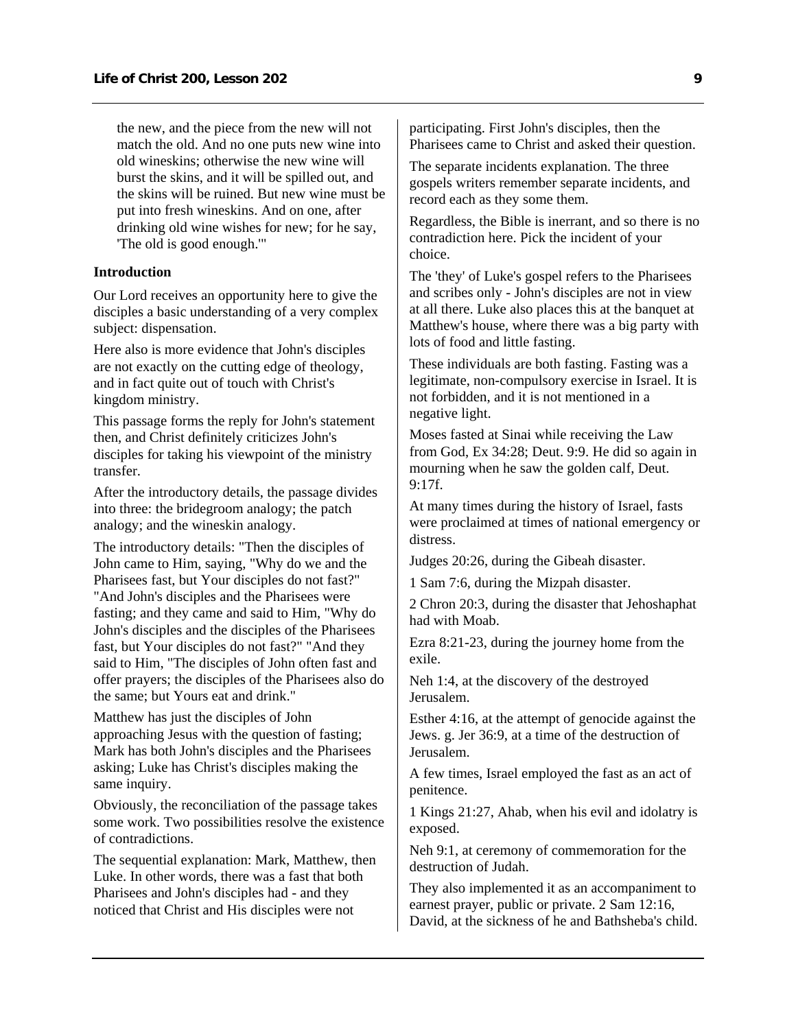the new, and the piece from the new will not match the old. And no one puts new wine into old wineskins; otherwise the new wine will burst the skins, and it will be spilled out, and the skins will be ruined. But new wine must be put into fresh wineskins. And on one, after drinking old wine wishes for new; for he say, 'The old is good enough.'"

**Introduction**

Our Lord receives an opportunity here to give the disciples a basic understanding of a very complex subject: dispensation.

Here also is more evidence that John's disciples are not exactly on the cutting edge of theology, and in fact quite out of touch with Christ's kingdom ministry.

This passage forms the reply for John's statement then, and Christ definitely criticizes John's disciples for taking his viewpoint of the ministry transfer.

After the introductory details, the passage divides into three: the bridegroom analogy; the patch analogy; and the wineskin analogy.

The introductory details: "Then the disciples of John came to Him, saying, "Why do we and the Pharisees fast, but Your disciples do not fast?" "And John's disciples and the Pharisees were fasting; and they came and said to Him, "Why do John's disciples and the disciples of the Pharisees fast, but Your disciples do not fast?" "And they said to Him, "The disciples of John often fast and offer prayers; the disciples of the Pharisees also do the same; but Yours eat and drink."

Matthew has just the disciples of John approaching Jesus with the question of fasting; Mark has both John's disciples and the Pharisees asking; Luke has Christ's disciples making the same inquiry.

Obviously, the reconciliation of the passage takes some work. Two possibilities resolve the existence of contradictions.

The sequential explanation: Mark, Matthew, then Luke. In other words, there was a fast that both Pharisees and John's disciples had - and they noticed that Christ and His disciples were not participating. First John's disciples, then the Pharisees came to Christ and asked their question.

The separate incidents explanation. The three gospels writers remember separate incidents, and record each as they some them.

Regardless, the Bible is inerrant, and so there is no contradiction here. Pick the incident of your choice.

The 'they' of Luke's gospel refers to the Pharisees and scribes only - John's disciples are not in view at all there. Luke also places this at the banquet at Matthew's house, where there was a big party with lots of food and little fasting.

These individuals are both fasting. Fasting was a legitimate, non-compulsory exercise in Israel. It is not forbidden, and it is not mentioned in a negative light.

Moses fasted at Sinai while receiving the Law from God, Ex 34:28; Deut. 9:9. He did so again in mourning when he saw the golden calf, Deut. 9:17f.

At many times during the history of Israel, fasts were proclaimed at times of national emergency or distress.

Judges 20:26, during the Gibeah disaster.

1 Sam 7:6, during the Mizpah disaster.

2 Chron 20:3, during the disaster that Jehoshaphat had with Moab.

Ezra 8:21-23, during the journey home from the exile.

Neh 1:4, at the discovery of the destroyed Jerusalem.

Esther 4:16, at the attempt of genocide against the Jews. g. Jer 36:9, at a time of the destruction of Jerusalem.

A few times, Israel employed the fast as an act of penitence.

1 Kings 21:27, Ahab, when his evil and idolatry is exposed.

Neh 9:1, at ceremony of commemoration for the destruction of Judah.

They also implemented it as an accompaniment to earnest prayer, public or private. 2 Sam 12:16, David, at the sickness of he and Bathsheba's child.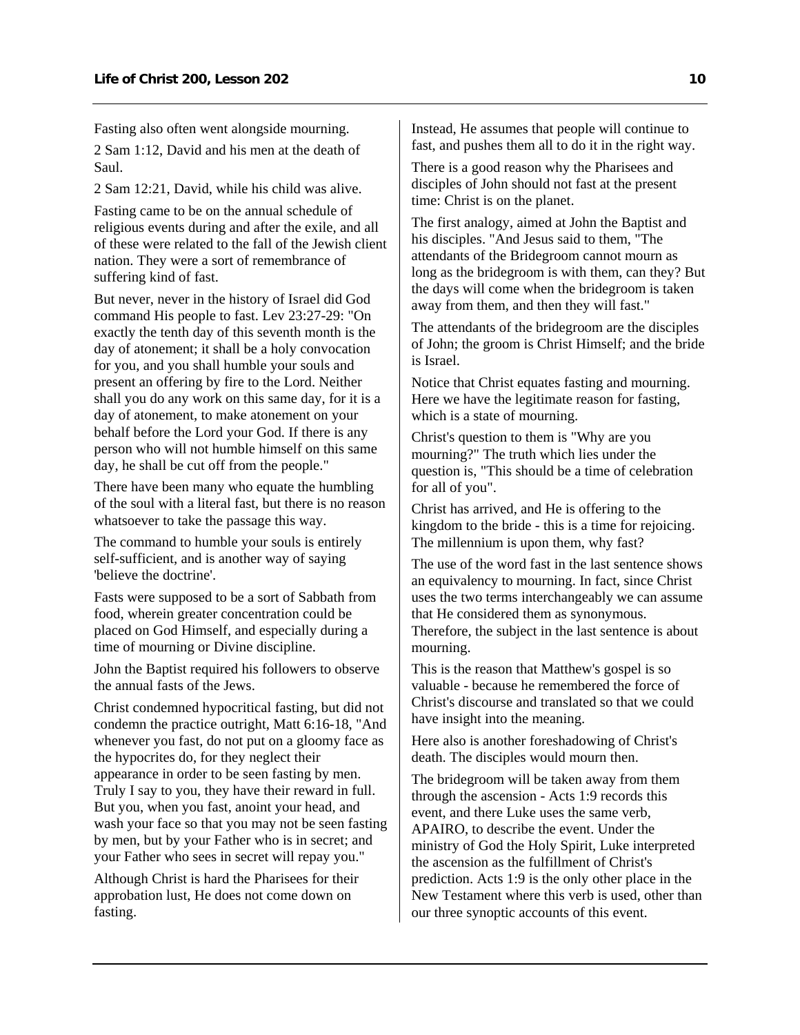Fasting also often went alongside mourning.

2 Sam 1:12, David and his men at the death of Saul.

2 Sam 12:21, David, while his child was alive.

Fasting came to be on the annual schedule of religious events during and after the exile, and all of these were related to the fall of the Jewish client nation. They were a sort of remembrance of suffering kind of fast.

But never, never in the history of Israel did God command His people to fast. Lev 23:27-29: "On exactly the tenth day of this seventh month is the day of atonement; it shall be a holy convocation for you, and you shall humble your souls and present an offering by fire to the Lord. Neither shall you do any work on this same day, for it is a day of atonement, to make atonement on your behalf before the Lord your God. If there is any person who will not humble himself on this same day, he shall be cut off from the people."

There have been many who equate the humbling of the soul with a literal fast, but there is no reason whatsoever to take the passage this way.

The command to humble your souls is entirely self-sufficient, and is another way of saying 'believe the doctrine'.

Fasts were supposed to be a sort of Sabbath from food, wherein greater concentration could be placed on God Himself, and especially during a time of mourning or Divine discipline.

John the Baptist required his followers to observe the annual fasts of the Jews.

Christ condemned hypocritical fasting, but did not condemn the practice outright, Matt 6:16-18, "And whenever you fast, do not put on a gloomy face as the hypocrites do, for they neglect their appearance in order to be seen fasting by men. Truly I say to you, they have their reward in full. But you, when you fast, anoint your head, and wash your face so that you may not be seen fasting by men, but by your Father who is in secret; and your Father who sees in secret will repay you."

Although Christ is hard the Pharisees for their approbation lust, He does not come down on fasting.

Instead, He assumes that people will continue to fast, and pushes them all to do it in the right way.

There is a good reason why the Pharisees and disciples of John should not fast at the present time: Christ is on the planet.

The first analogy, aimed at John the Baptist and his disciples. "And Jesus said to them, "The attendants of the Bridegroom cannot mourn as long as the bridegroom is with them, can they? But the days will come when the bridegroom is taken away from them, and then they will fast."

The attendants of the bridegroom are the disciples of John; the groom is Christ Himself; and the bride is Israel.

Notice that Christ equates fasting and mourning. Here we have the legitimate reason for fasting, which is a state of mourning.

Christ's question to them is "Why are you mourning?" The truth which lies under the question is, "This should be a time of celebration for all of you".

Christ has arrived, and He is offering to the kingdom to the bride - this is a time for rejoicing. The millennium is upon them, why fast?

The use of the word fast in the last sentence shows an equivalency to mourning. In fact, since Christ uses the two terms interchangeably we can assume that He considered them as synonymous. Therefore, the subject in the last sentence is about mourning.

This is the reason that Matthew's gospel is so valuable - because he remembered the force of Christ's discourse and translated so that we could have insight into the meaning.

Here also is another foreshadowing of Christ's death. The disciples would mourn then.

The bridegroom will be taken away from them through the ascension - Acts 1:9 records this event, and there Luke uses the same verb, APAIRO, to describe the event. Under the ministry of God the Holy Spirit, Luke interpreted the ascension as the fulfillment of Christ's prediction. Acts 1:9 is the only other place in the New Testament where this verb is used, other than our three synoptic accounts of this event.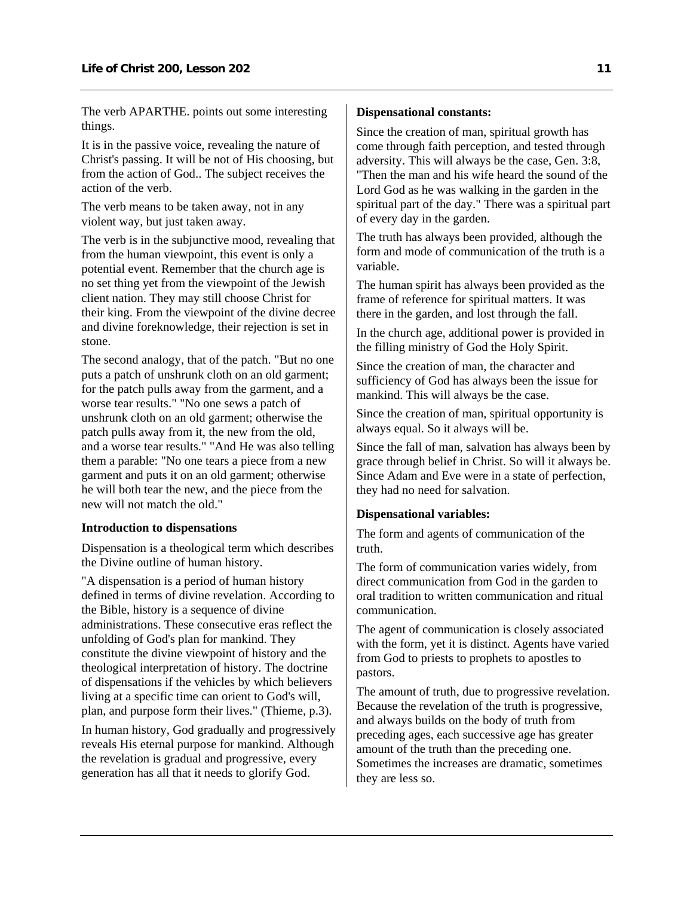The verb APARTHE. points out some interesting things.

It is in the passive voice, revealing the nature of Christ's passing. It will be not of His choosing, but from the action of God.. The subject receives the action of the verb.

The verb means to be taken away, not in any violent way, but just taken away.

The verb is in the subjunctive mood, revealing that from the human viewpoint, this event is only a potential event. Remember that the church age is no set thing yet from the viewpoint of the Jewish client nation. They may still choose Christ for their king. From the viewpoint of the divine decree and divine foreknowledge, their rejection is set in stone.

The second analogy, that of the patch. "But no one puts a patch of unshrunk cloth on an old garment; for the patch pulls away from the garment, and a worse tear results." "No one sews a patch of unshrunk cloth on an old garment; otherwise the patch pulls away from it, the new from the old, and a worse tear results." "And He was also telling them a parable: "No one tears a piece from a new garment and puts it on an old garment; otherwise he will both tear the new, and the piece from the new will not match the old."

**Introduction to dispensations**

Dispensation is a theological term which describes the Divine outline of human history.

"A dispensation is a period of human history defined in terms of divine revelation. According to the Bible, history is a sequence of divine administrations. These consecutive eras reflect the unfolding of God's plan for mankind. They constitute the divine viewpoint of history and the theological interpretation of history. The doctrine of dispensations if the vehicles by which believers living at a specific time can orient to God's will, plan, and purpose form their lives." (Thieme, p.3).

In human history, God gradually and progressively reveals His eternal purpose for mankind. Although the revelation is gradual and progressive, every generation has all that it needs to glorify God.

**Dispensational constants:**

Since the creation of man, spiritual growth has come through faith perception, and tested through adversity. This will always be the case, Gen. 3:8, "Then the man and his wife heard the sound of the Lord God as he was walking in the garden in the spiritual part of the day." There was a spiritual part of every day in the garden.

The truth has always been provided, although the form and mode of communication of the truth is a variable.

The human spirit has always been provided as the frame of reference for spiritual matters. It was there in the garden, and lost through the fall.

In the church age, additional power is provided in the filling ministry of God the Holy Spirit.

Since the creation of man, the character and sufficiency of God has always been the issue for mankind. This will always be the case.

Since the creation of man, spiritual opportunity is always equal. So it always will be.

Since the fall of man, salvation has always been by grace through belief in Christ. So will it always be. Since Adam and Eve were in a state of perfection, they had no need for salvation.

**Dispensational variables:**

The form and agents of communication of the truth.

The form of communication varies widely, from direct communication from God in the garden to oral tradition to written communication and ritual communication.

The agent of communication is closely associated with the form, yet it is distinct. Agents have varied from God to priests to prophets to apostles to pastors.

The amount of truth, due to progressive revelation. Because the revelation of the truth is progressive, and always builds on the body of truth from preceding ages, each successive age has greater amount of the truth than the preceding one. Sometimes the increases are dramatic, sometimes they are less so.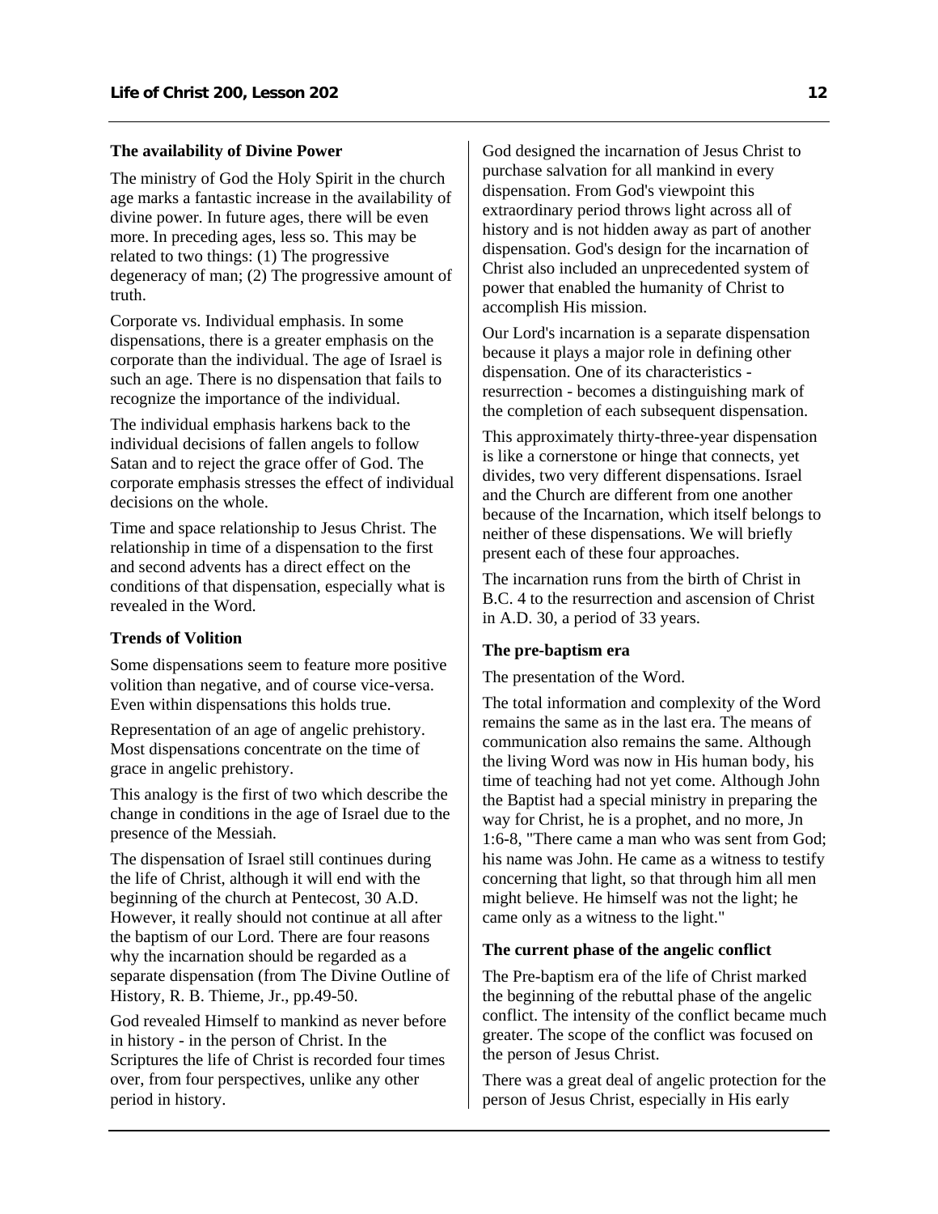### The availability of Divine Power

The ministry of God the Holy Spirit in the church age marks a fantastic increase in the availability of divine power. In future ages, there will be even more. In preceding ages, less so. This may be related to two things: (1) The progressive degeneracy of man; (2) The progressive amount of truth.

Corporate vs. Individual emphasis. In some dispensations, there is a greater emphasis on the corporate than the individual. The age of Israel is such an age. There is no dispensation that fails to recognize the importance of the individual.

The individual emphasis harkens back to the individual decisions of fallen angels to follow Satan and to reject the grace offer of God. The corporate emphasis stresses the effect of individual decisions on the whole.

Time and space relationship to Jesus Christ. The relationship in time of a dispensation to the first and second advents has a direct effect on the conditions of that dispensation, especially what is revealed in the Word.

### Trends of Volition

Some dispensations seem to feature more positive volition than negative, and of course vice-versa. Even within dispensations this holds true.

Representation of an age of angelic prehistory. Most dispensations concentrate on the time of grace in angelic prehistory.

This analogy is the first of two which describe the change in conditions in the age of Israel due to the presence of the Messiah.

The dispensation of Israel still continues during the life of Christ, although it will end with the beginning of the church at Pentecost, 30 A.D. However, it really should not continue at all after the baptism of our Lord. There are four reasons why the incarnation should be regarded as a separate dispensation (from The Divine Outline of History, R. B. Thieme, Jr., pp.49-50.

God revealed Himself to mankind as never before in history - in the person of Christ. In the Scriptures the life of Christ is recorded four times over, from four perspectives, unlike any other period in history.

God designed the incarnation of Jesus Christ to purchase salvation for all mankind in every dispensation. From God's viewpoint this extraordinary period throws light across all of history and is not hidden away as part of another dispensation. God's design for the incarnation of Christ also included an unprecedented system of power that enabled the humanity of Christ to accomplish His mission.

Our Lord's incarnation is a separate dispensation because it plays a major role in defining other dispensation. One of its characteristics - resurrection - becomes a distinguishing mark of the completion of each subsequent dispensation.

This approximately thirty-three-year dispensation is like a cornerstone or hinge that connects, yet divides, two very different dispensations. Israel and the Church are different from one another because of the Incarnation, which itself belongs to neither of these dispensations. We will briefly present each of these four approaches.

The incarnation runs from the birth of Christ in B.C. 4 to the resurrection and ascension of Christ in A.D. 30, a period of 33 years.

### The pre-baptism era

The presentation of the Word.

The total information and complexity of the Word remains the same as in the last era. The means of communication also remains the same. Although the living Word was now in His human body, his time of teaching had not yet come. Although John the Baptist had a special ministry in preparing the way for Christ, he is a prophet, and no more, Jn 1:6-8, "There came a man who was sent from God; his name was John. He came as a witness to testify concerning that light, so that through him all men might believe. He himself was not the light; he came only as a witness to the light."

### The current phase of the angelic conflict

The Pre-baptism era of the life of Christ marked the beginning of the rebuttal phase of the angelic conflict. The intensity of the conflict became much greater. The scope of the conflict was focused on the person of Jesus Christ.

There was a great deal of angelic protection for the person of Jesus Christ, especially in His early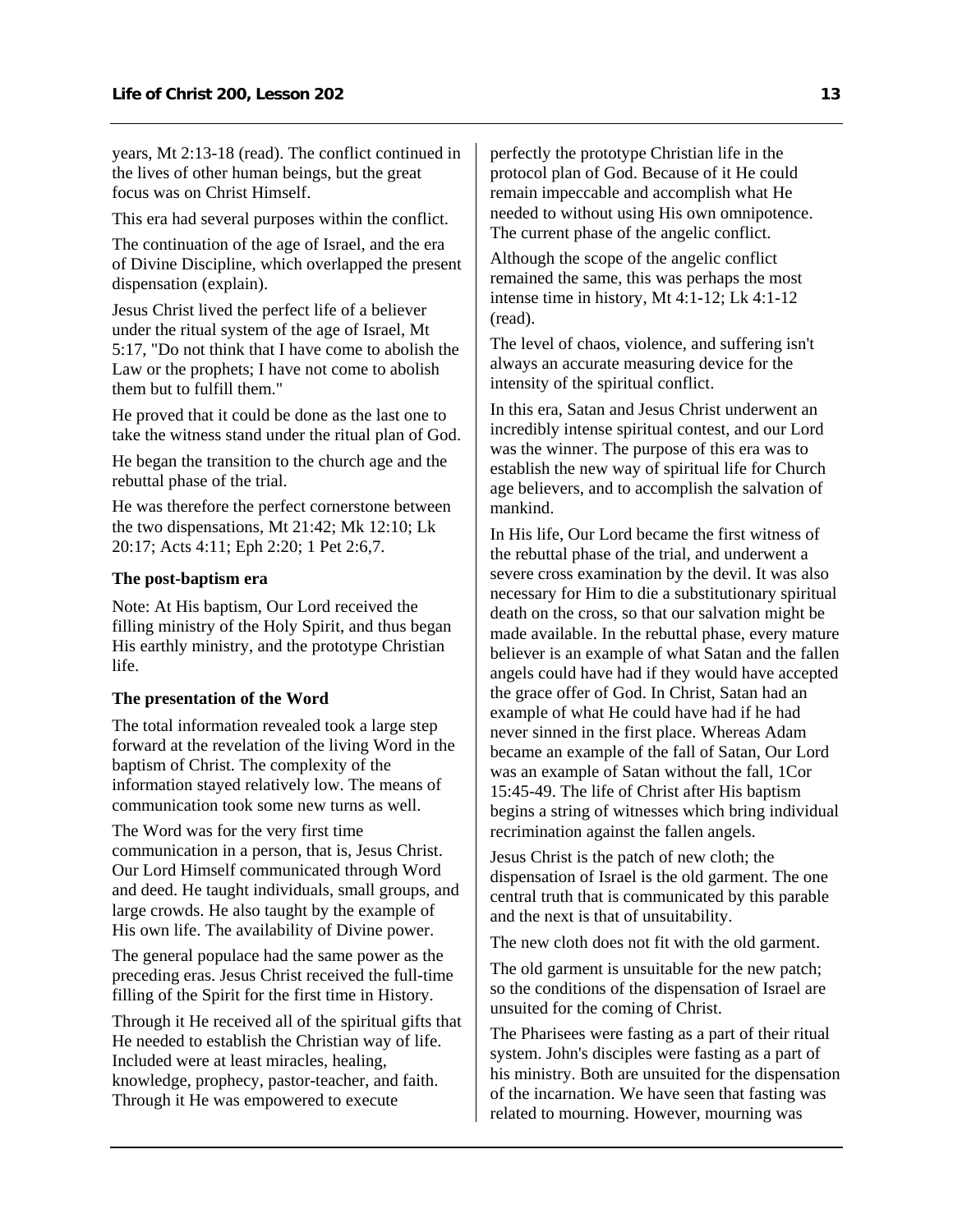years, Mt 2:13-18 (read). The conflict continued in the lives of other human beings, but the great focus was on Christ Himself.

This era had several purposes within the conflict.

The continuation of the age of Israel, and the era of Divine Discipline, which overlapped the present dispensation (explain).

Jesus Christ lived the perfect life of a believer under the ritual system of the age of Israel, Mt 5:17, "Do not think that I have come to abolish the Law or the prophets; I have not come to abolish them but to fulfill them."

He proved that it could be done as the last one to take the witness stand under the ritual plan of God.

He began the transition to the church age and the rebuttal phase of the trial.

He was therefore the perfect cornerstone between the two dispensations, Mt 21:42; Mk 12:10; Lk 20:17; Acts 4:11; Eph 2:20; 1 Pet 2:6,7.

**The post-baptism era**

Note: At His baptism, Our Lord received the filling ministry of the Holy Spirit, and thus began His earthly ministry, and the prototype Christian life.

**The presentation of the Word**

The total information revealed took a large step forward at the revelation of the living Word in the baptism of Christ. The complexity of the information stayed relatively low. The means of communication took some new turns as well.

The Word was for the very first time communication in a person, that is, Jesus Christ. Our Lord Himself communicated through Word and deed. He taught individuals, small groups, and large crowds. He also taught by the example of His own life. The availability of Divine power.

The general populace had the same power as the preceding eras. Jesus Christ received the full-time filling of the Spirit for the first time in History.

Through it He received all of the spiritual gifts that He needed to establish the Christian way of life. Included were at least miracles, healing, knowledge, prophecy, pastor-teacher, and faith. Through it He was empowered to execute perfectly the prototype Christian life in the protocol plan of God. Because of it He could remain impeccable and accomplish what He needed to without using His own omnipotence. The current phase of the angelic conflict.

Although the scope of the angelic conflict remained the same, this was perhaps the most intense time in history, Mt 4:1-12; Lk 4:1-12 (read).

The level of chaos, violence, and suffering isn't always an accurate measuring device for the intensity of the spiritual conflict.

In this era, Satan and Jesus Christ underwent an incredibly intense spiritual contest, and our Lord was the winner. The purpose of this era was to establish the new way of spiritual life for Church age believers, and to accomplish the salvation of mankind.

In His life, Our Lord became the first witness of the rebuttal phase of the trial, and underwent a severe cross examination by the devil. It was also necessary for Him to die a substitutionary spiritual death on the cross, so that our salvation might be made available. In the rebuttal phase, every mature believer is an example of what Satan and the fallen angels could have had if they would have accepted the grace offer of God. In Christ, Satan had an example of what He could have had if he had never sinned in the first place. Whereas Adam became an example of the fall of Satan, Our Lord was an example of Satan without the fall, 1Cor 15:45-49. The life of Christ after His baptism begins a string of witnesses which bring individual recrimination against the fallen angels.

Jesus Christ is the patch of new cloth; the dispensation of Israel is the old garment. The one central truth that is communicated by this parable and the next is that of unsuitability.

The new cloth does not fit with the old garment.

The old garment is unsuitable for the new patch; so the conditions of the dispensation of Israel are unsuited for the coming of Christ.

The Pharisees were fasting as a part of their ritual system. John's disciples were fasting as a part of his ministry. Both are unsuited for the dispensation of the incarnation. We have seen that fasting was related to mourning. However, mourning was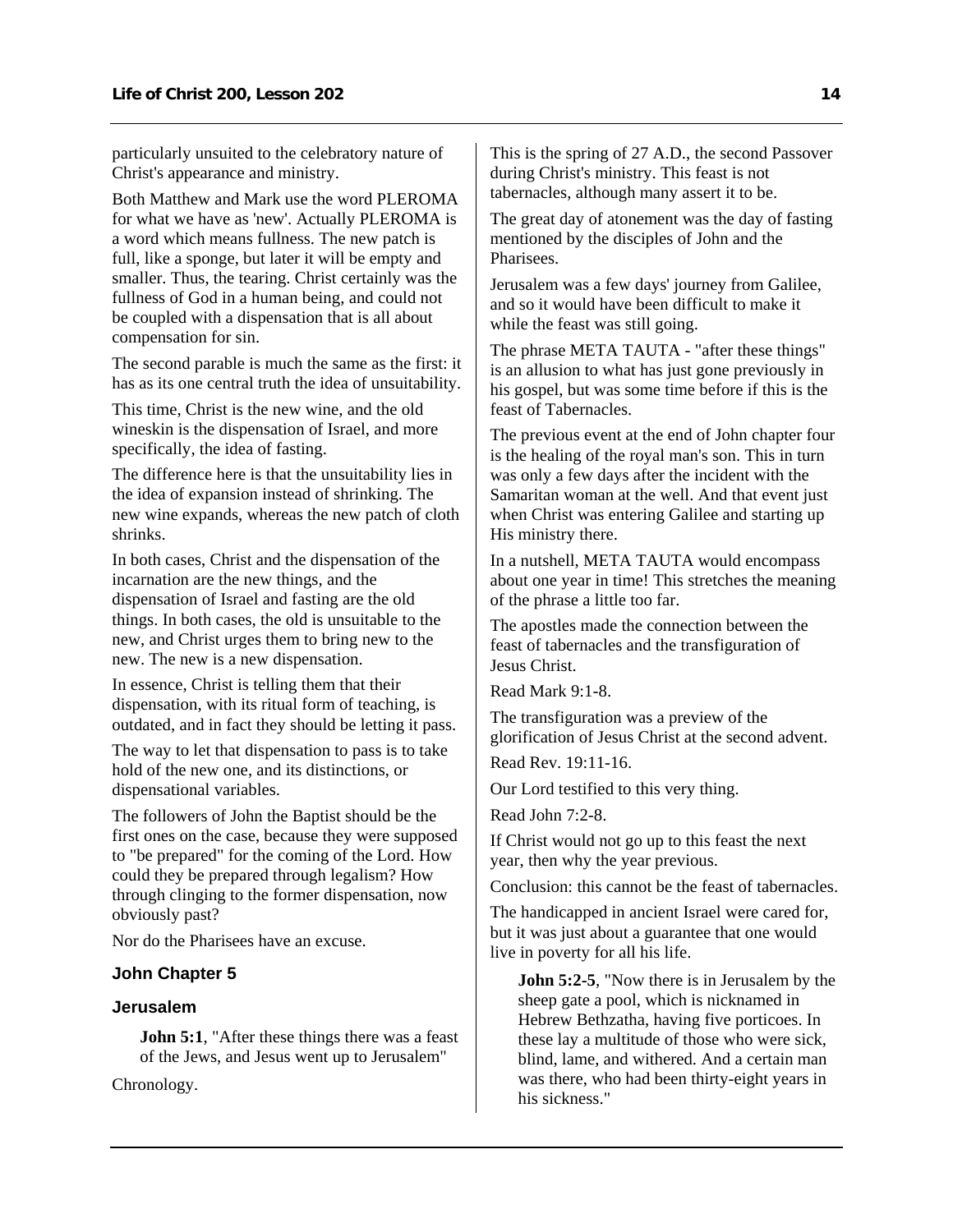particularly unsuited to the celebratory nature of Christ's appearance and ministry.

Both Matthew and Mark use the word PLEROMA for what we have as 'new'. Actually PLEROMA is a word which means fullness. The new patch is full, like a sponge, but later it will be empty and smaller. Thus, the tearing. Christ certainly was the fullness of God in a human being, and could not be coupled with a dispensation that is all about compensation for sin.

The second parable is much the same as the first: it has as its one central truth the idea of unsuitability.

This time, Christ is the new wine, and the old wineskin is the dispensation of Israel, and more specifically, the idea of fasting.

The difference here is that the unsuitability lies in the idea of expansion instead of shrinking. The new wine expands, whereas the new patch of cloth shrinks.

In both cases, Christ and the dispensation of the incarnation are the new things, and the dispensation of Israel and fasting are the old things. In both cases, the old is unsuitable to the new, and Christ urges them to bring new to the new. The new is a new dispensation.

In essence, Christ is telling them that their dispensation, with its ritual form of teaching, is outdated, and in fact they should be letting it pass.

The way to let that dispensation to pass is to take hold of the new one, and its distinctions, or dispensational variables.

The followers of John the Baptist should be the first ones on the case, because they were supposed to "be prepared" for the coming of the Lord. How could they be prepared through legalism? How through clinging to the former dispensation, now obviously past?

Nor do the Pharisees have an excuse.

### John Chapter 5

#### Jerusalem

> **John 5:1**, "After these things there was a feast of the Jews, and Jesus went up to Jerusalem"

Chronology.

This is the spring of 27 A.D., the second Passover during Christ's ministry. This feast is not tabernacles, although many assert it to be.

The great day of atonement was the day of fasting mentioned by the disciples of John and the Pharisees.

Jerusalem was a few days' journey from Galilee, and so it would have been difficult to make it while the feast was still going.

The phrase META TAUTA - "after these things" is an allusion to what has just gone previously in his gospel, but was some time before if this is the feast of Tabernacles.

The previous event at the end of John chapter four is the healing of the royal man's son. This in turn was only a few days after the incident with the Samaritan woman at the well. And that event just when Christ was entering Galilee and starting up His ministry there.

In a nutshell, META TAUTA would encompass about one year in time! This stretches the meaning of the phrase a little too far.

The apostles made the connection between the feast of tabernacles and the transfiguration of Jesus Christ.

Read Mark 9:1-8.

The transfiguration was a preview of the glorification of Jesus Christ at the second advent.

Read Rev. 19:11-16.

Our Lord testified to this very thing.

Read John 7:2-8.

If Christ would not go up to this feast the next year, then why the year previous.

Conclusion: this cannot be the feast of tabernacles.

The handicapped in ancient Israel were cared for, but it was just about a guarantee that one would live in poverty for all his life.

> **John 5:2-5**, "Now there is in Jerusalem by the sheep gate a pool, which is nicknamed in Hebrew Bethzatha, having five porticoes. In these lay a multitude of those who were sick, blind, lame, and withered. And a certain man was there, who had been thirty-eight years in his sickness."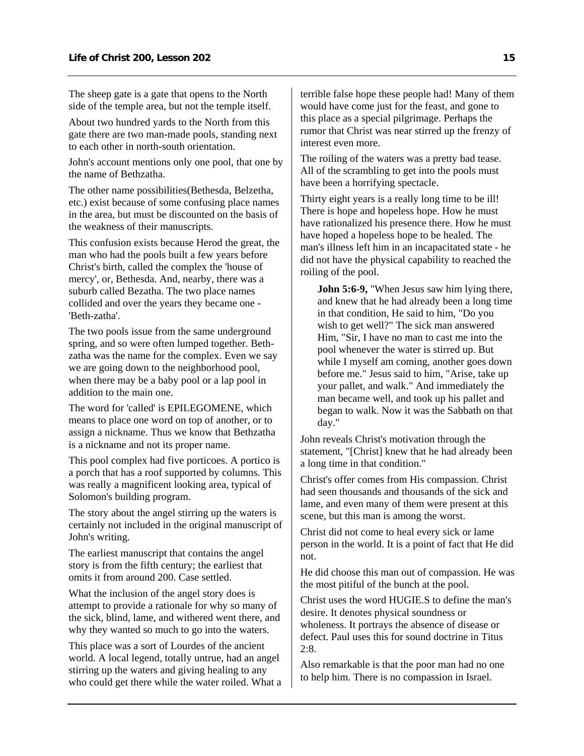The sheep gate is a gate that opens to the North side of the temple area, but not the temple itself.

About two hundred yards to the North from this gate there are two man-made pools, standing next to each other in north-south orientation.

John's account mentions only one pool, that one by the name of Bethzatha.

The other name possibilities(Bethesda, Belzetha, etc.) exist because of some confusing place names in the area, but must be discounted on the basis of the weakness of their manuscripts.

This confusion exists because Herod the great, the man who had the pools built a few years before Christ's birth, called the complex the 'house of mercy', or, Bethesda. And, nearby, there was a suburb called Bezatha. The two place names collided and over the years they became one - 'Beth-zatha'.

The two pools issue from the same underground spring, and so were often lumped together. Beth-zatha was the name for the complex. Even we say we are going down to the neighborhood pool, when there may be a baby pool or a lap pool in addition to the main one.

The word for 'called' is EPILEGOMENE, which means to place one word on top of another, or to assign a nickname. Thus we know that Bethzatha is a nickname and not its proper name.

This pool complex had five porticoes. A portico is a porch that has a roof supported by columns. This was really a magnificent looking area, typical of Solomon's building program.

The story about the angel stirring up the waters is certainly not included in the original manuscript of John's writing.

The earliest manuscript that contains the angel story is from the fifth century; the earliest that omits it from around 200. Case settled.

What the inclusion of the angel story does is attempt to provide a rationale for why so many of the sick, blind, lame, and withered went there, and why they wanted so much to go into the waters.

This place was a sort of Lourdes of the ancient world. A local legend, totally untrue, had an angel stirring up the waters and giving healing to any who could get there while the water roiled. What a terrible false hope these people had! Many of them would have come just for the feast, and gone to this place as a special pilgrimage. Perhaps the rumor that Christ was near stirred up the frenzy of interest even more.

The roiling of the waters was a pretty bad tease. All of the scrambling to get into the pools must have been a horrifying spectacle.

Thirty eight years is a really long time to be ill! There is hope and hopeless hope. How he must have rationalized his presence there. How he must have hoped a hopeless hope to be healed. The man's illness left him in an incapacitated state - he did not have the physical capability to reached the roiling of the pool.

> **John 5:6-9,** "When Jesus saw him lying there, and knew that he had already been a long time in that condition, He said to him, "Do you wish to get well?" The sick man answered Him, "Sir, I have no man to cast me into the pool whenever the water is stirred up. But while I myself am coming, another goes down before me." Jesus said to him, "Arise, take up your pallet, and walk." And immediately the man became well, and took up his pallet and began to walk. Now it was the Sabbath on that day."

John reveals Christ's motivation through the statement, "[Christ] knew that he had already been a long time in that condition."

Christ's offer comes from His compassion. Christ had seen thousands and thousands of the sick and lame, and even many of them were present at this scene, but this man is among the worst.

Christ did not come to heal every sick or lame person in the world. It is a point of fact that He did not.

He did choose this man out of compassion. He was the most pitiful of the bunch at the pool.

Christ uses the word HUGIE.S to define the man's desire. It denotes physical soundness or wholeness. It portrays the absence of disease or defect. Paul uses this for sound doctrine in Titus 2:8.

Also remarkable is that the poor man had no one to help him. There is no compassion in Israel.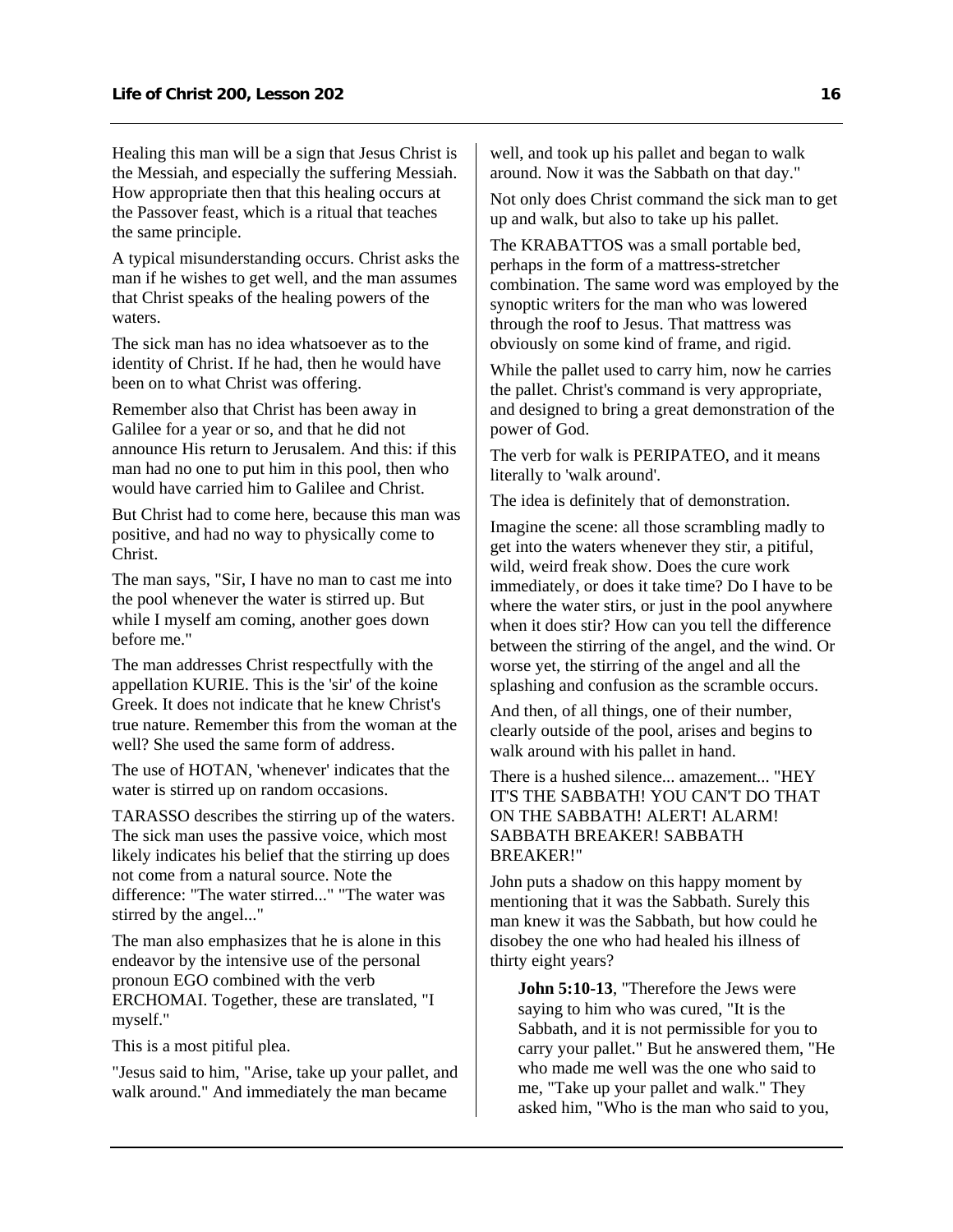Healing this man will be a sign that Jesus Christ is the Messiah, and especially the suffering Messiah. How appropriate then that this healing occurs at the Passover feast, which is a ritual that teaches the same principle.

A typical misunderstanding occurs. Christ asks the man if he wishes to get well, and the man assumes that Christ speaks of the healing powers of the waters.

The sick man has no idea whatsoever as to the identity of Christ. If he had, then he would have been on to what Christ was offering.

Remember also that Christ has been away in Galilee for a year or so, and that he did not announce His return to Jerusalem. And this: if this man had no one to put him in this pool, then who would have carried him to Galilee and Christ.

But Christ had to come here, because this man was positive, and had no way to physically come to Christ.

The man says, "Sir, I have no man to cast me into the pool whenever the water is stirred up. But while I myself am coming, another goes down before me."

The man addresses Christ respectfully with the appellation KURIE. This is the 'sir' of the koine Greek. It does not indicate that he knew Christ's true nature. Remember this from the woman at the well? She used the same form of address.

The use of HOTAN, 'whenever' indicates that the water is stirred up on random occasions.

TARASSO describes the stirring up of the waters. The sick man uses the passive voice, which most likely indicates his belief that the stirring up does not come from a natural source. Note the difference: "The water stirred..." "The water was stirred by the angel..."

The man also emphasizes that he is alone in this endeavor by the intensive use of the personal pronoun EGO combined with the verb ERCHOMAI. Together, these are translated, "I myself."

This is a most pitiful plea.

"Jesus said to him, "Arise, take up your pallet, and walk around." And immediately the man became well, and took up his pallet and began to walk around. Now it was the Sabbath on that day."

Not only does Christ command the sick man to get up and walk, but also to take up his pallet.

The KRABATTOS was a small portable bed, perhaps in the form of a mattress-stretcher combination. The same word was employed by the synoptic writers for the man who was lowered through the roof to Jesus. That mattress was obviously on some kind of frame, and rigid.

While the pallet used to carry him, now he carries the pallet. Christ's command is very appropriate, and designed to bring a great demonstration of the power of God.

The verb for walk is PERIPATEO, and it means literally to 'walk around'.

The idea is definitely that of demonstration.

Imagine the scene: all those scrambling madly to get into the waters whenever they stir, a pitiful, wild, weird freak show. Does the cure work immediately, or does it take time? Do I have to be where the water stirs, or just in the pool anywhere when it does stir? How can you tell the difference between the stirring of the angel, and the wind. Or worse yet, the stirring of the angel and all the splashing and confusion as the scramble occurs.

And then, of all things, one of their number, clearly outside of the pool, arises and begins to walk around with his pallet in hand.

There is a hushed silence... amazement... "HEY IT'S THE SABBATH! YOU CAN'T DO THAT ON THE SABBATH! ALERT! ALARM! SABBATH BREAKER! SABBATH BREAKER!"

John puts a shadow on this happy moment by mentioning that it was the Sabbath. Surely this man knew it was the Sabbath, but how could he disobey the one who had healed his illness of thirty eight years?

> **John 5:10-13**, "Therefore the Jews were saying to him who was cured, "It is the Sabbath, and it is not permissible for you to carry your pallet." But he answered them, "He who made me well was the one who said to me, "Take up your pallet and walk." They asked him, "Who is the man who said to you,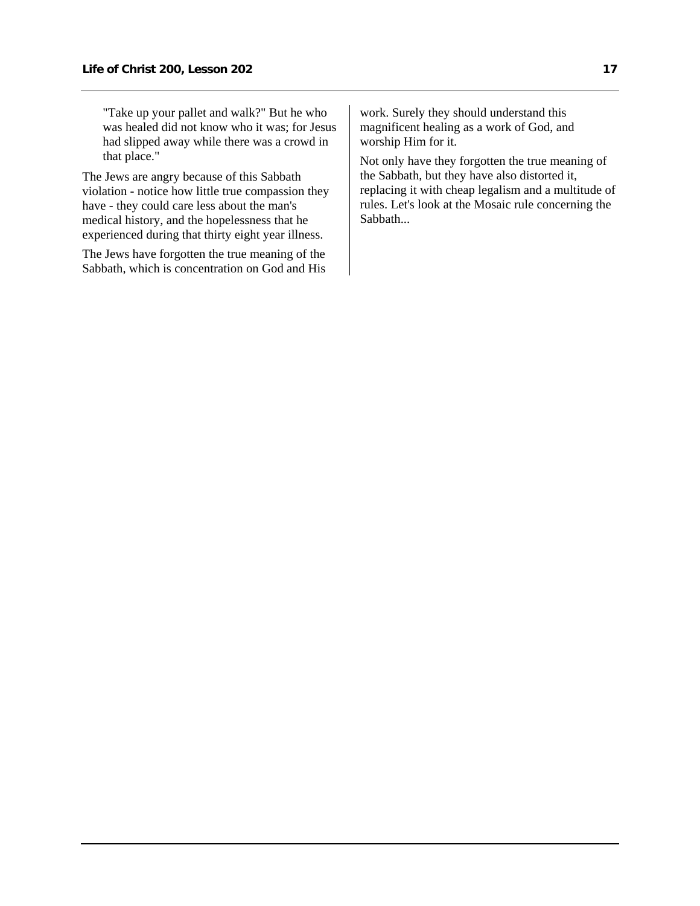> "Take up your pallet and walk?" But he who was healed did not know who it was; for Jesus had slipped away while there was a crowd in that place."

The Jews are angry because of this Sabbath violation - notice how little true compassion they have - they could care less about the man's medical history, and the hopelessness that he experienced during that thirty eight year illness.

The Jews have forgotten the true meaning of the Sabbath, which is concentration on God and His work. Surely they should understand this magnificent healing as a work of God, and worship Him for it.

Not only have they forgotten the true meaning of the Sabbath, but they have also distorted it, replacing it with cheap legalism and a multitude of rules. Let's look at the Mosaic rule concerning the Sabbath...